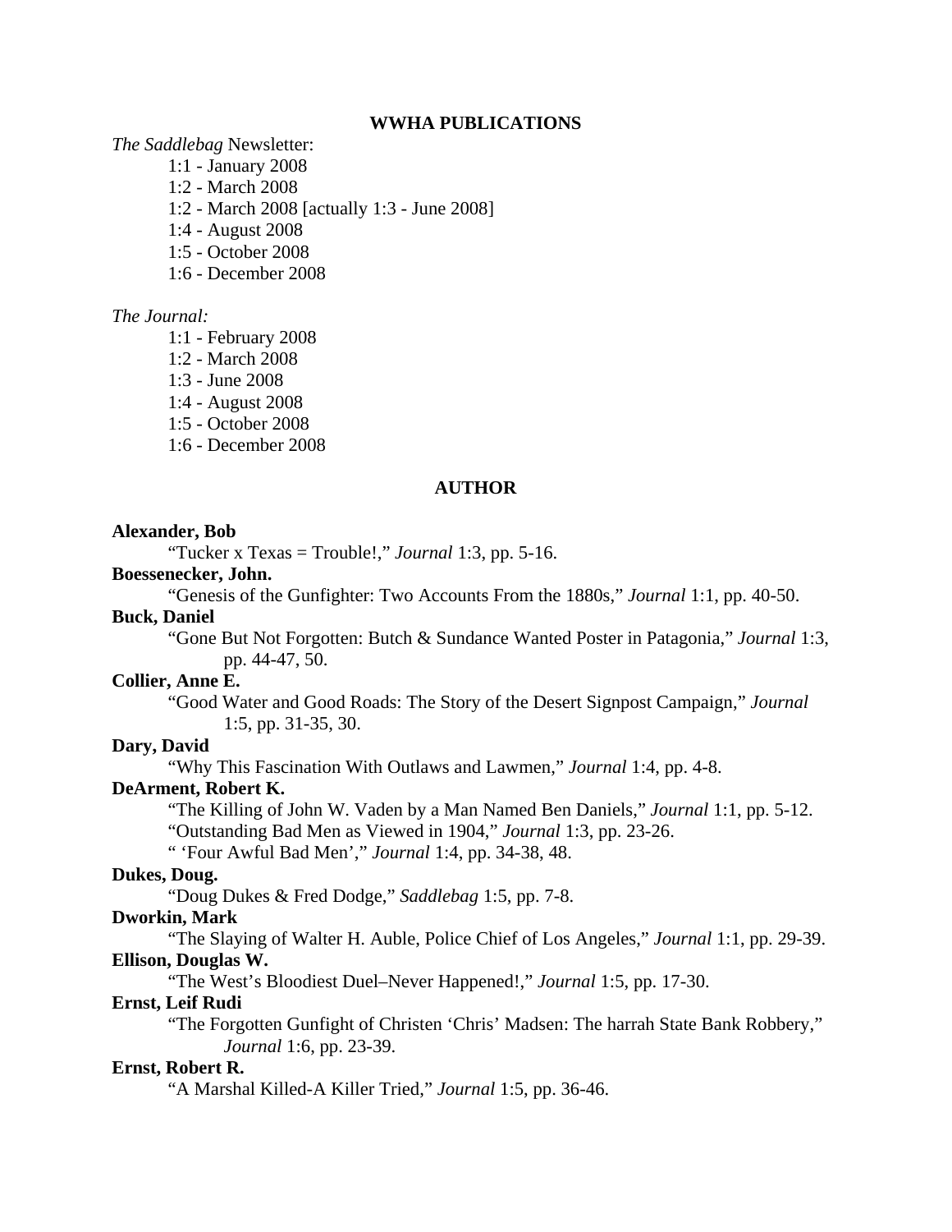## WWHA PUBLICATIONS

*The Saddlebag* Newsletter:

- 1:1 - January 2008
- 1:2 - March 2008
- 1:2 - March 2008 [actually 1:3 - June 2008]
- 1:4 - August 2008
- 1:5 - October 2008
- 1:6 - December 2008

*The Journal:*

- 1:1 - February 2008
- 1:2 - March 2008
- 1:3 - June 2008
- 1:4 - August 2008
- 1:5 - October 2008
- 1:6 - December 2008

## AUTHOR

**Alexander, Bob**

"Tucker x Texas = Trouble!," *Journal* 1:3, pp. 5-16.

**Boessenecker, John.**

"Genesis of the Gunfighter: Two Accounts From the 1880s," *Journal* 1:1, pp. 40-50.

**Buck, Daniel**

"Gone But Not Forgotten: Butch & Sundance Wanted Poster in Patagonia," *Journal* 1:3, pp. 44-47, 50.

**Collier, Anne E.**

"Good Water and Good Roads: The Story of the Desert Signpost Campaign," *Journal* 1:5, pp. 31-35, 30.

**Dary, David**

"Why This Fascination With Outlaws and Lawmen," *Journal* 1:4, pp. 4-8.

**DeArment, Robert K.**

"The Killing of John W. Vaden by a Man Named Ben Daniels," *Journal* 1:1, pp. 5-12.
"Outstanding Bad Men as Viewed in 1904," *Journal* 1:3, pp. 23-26.
" 'Four Awful Bad Men'," *Journal* 1:4, pp. 34-38, 48.

**Dukes, Doug.**

"Doug Dukes & Fred Dodge," *Saddlebag* 1:5, pp. 7-8.

**Dworkin, Mark**

"The Slaying of Walter H. Auble, Police Chief of Los Angeles," *Journal* 1:1, pp. 29-39.

**Ellison, Douglas W.**

"The West's Bloodiest Duel–Never Happened!," *Journal* 1:5, pp. 17-30.

**Ernst, Leif Rudi**

"The Forgotten Gunfight of Christen 'Chris' Madsen: The harrah State Bank Robbery," *Journal* 1:6, pp. 23-39.

**Ernst, Robert R.**

"A Marshal Killed-A Killer Tried," *Journal* 1:5, pp. 36-46.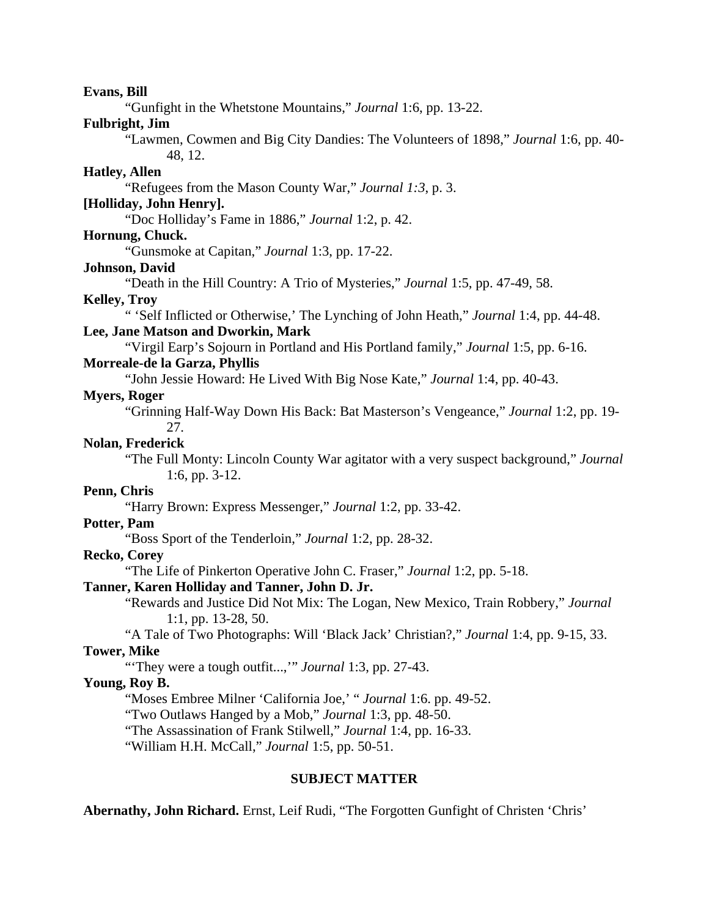**Evans, Bill**

"Gunfight in the Whetstone Mountains," *Journal* 1:6, pp. 13-22.

**Fulbright, Jim**

"Lawmen, Cowmen and Big City Dandies: The Volunteers of 1898," *Journal* 1:6, pp. 40-48, 12.

**Hatley, Allen**

"Refugees from the Mason County War," *Journal 1:3*, p. 3.

**[Holliday, John Henry].**

"Doc Holliday's Fame in 1886," *Journal* 1:2, p. 42.

**Hornung, Chuck.**

"Gunsmoke at Capitan," *Journal* 1:3, pp. 17-22.

**Johnson, David**

"Death in the Hill Country: A Trio of Mysteries," *Journal* 1:5, pp. 47-49, 58.

**Kelley, Troy**

" 'Self Inflicted or Otherwise,' The Lynching of John Heath," *Journal* 1:4, pp. 44-48.

**Lee, Jane Matson and Dworkin, Mark**

"Virgil Earp's Sojourn in Portland and His Portland family," *Journal* 1:5, pp. 6-16.

**Morreale-de la Garza, Phyllis**

"John Jessie Howard: He Lived With Big Nose Kate," *Journal* 1:4, pp. 40-43.

**Myers, Roger**

"Grinning Half-Way Down His Back: Bat Masterson's Vengeance," *Journal* 1:2, pp. 19-27.

**Nolan, Frederick**

"The Full Monty: Lincoln County War agitator with a very suspect background," *Journal* 1:6, pp. 3-12.

**Penn, Chris**

"Harry Brown: Express Messenger," *Journal* 1:2, pp. 33-42.

**Potter, Pam**

"Boss Sport of the Tenderloin," *Journal* 1:2, pp. 28-32.

**Recko, Corey**

"The Life of Pinkerton Operative John C. Fraser," *Journal* 1:2, pp. 5-18.

**Tanner, Karen Holliday and Tanner, John D. Jr.**

"Rewards and Justice Did Not Mix: The Logan, New Mexico, Train Robbery," *Journal* 1:1, pp. 13-28, 50.

"A Tale of Two Photographs: Will 'Black Jack' Christian?," *Journal* 1:4, pp. 9-15, 33.

**Tower, Mike**

"'They were a tough outfit...,'" *Journal* 1:3, pp. 27-43.

**Young, Roy B.**

"Moses Embree Milner 'California Joe,' " *Journal* 1:6. pp. 49-52.

"Two Outlaws Hanged by a Mob," *Journal* 1:3, pp. 48-50.

"The Assassination of Frank Stilwell," *Journal* 1:4, pp. 16-33.

"William H.H. McCall," *Journal* 1:5, pp. 50-51.

## SUBJECT MATTER

**Abernathy, John Richard.** Ernst, Leif Rudi, "The Forgotten Gunfight of Christen 'Chris'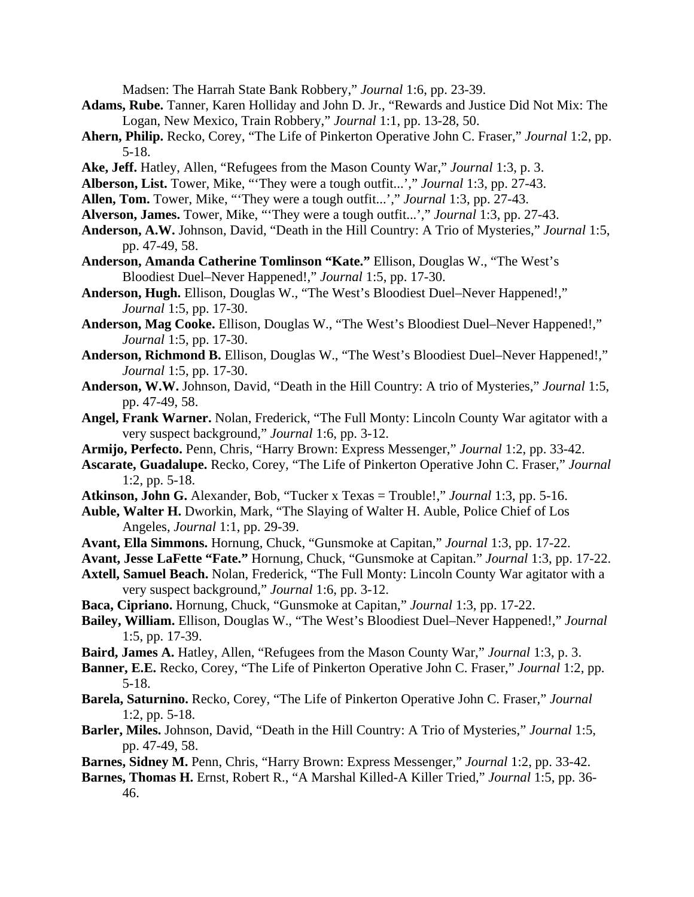Madsen: The Harrah State Bank Robbery," *Journal* 1:6, pp. 23-39.

**Adams, Rube.** Tanner, Karen Holliday and John D. Jr., "Rewards and Justice Did Not Mix: The Logan, New Mexico, Train Robbery," *Journal* 1:1, pp. 13-28, 50.

**Ahern, Philip.** Recko, Corey, "The Life of Pinkerton Operative John C. Fraser," *Journal* 1:2, pp. 5-18.

**Ake, Jeff.** Hatley, Allen, "Refugees from the Mason County War," *Journal* 1:3, p. 3.

**Alberson, List.** Tower, Mike, "'They were a tough outfit...'," *Journal* 1:3, pp. 27-43.

**Allen, Tom.** Tower, Mike, "'They were a tough outfit...'," *Journal* 1:3, pp. 27-43.

**Alverson, James.** Tower, Mike, "'They were a tough outfit...'," *Journal* 1:3, pp. 27-43.

**Anderson, A.W.** Johnson, David, "Death in the Hill Country: A Trio of Mysteries," *Journal* 1:5, pp. 47-49, 58.

**Anderson, Amanda Catherine Tomlinson "Kate."** Ellison, Douglas W., "The West's Bloodiest Duel–Never Happened!," *Journal* 1:5, pp. 17-30.

**Anderson, Hugh.** Ellison, Douglas W., "The West's Bloodiest Duel–Never Happened!," *Journal* 1:5, pp. 17-30.

**Anderson, Mag Cooke.** Ellison, Douglas W., "The West's Bloodiest Duel–Never Happened!," *Journal* 1:5, pp. 17-30.

**Anderson, Richmond B.** Ellison, Douglas W., "The West's Bloodiest Duel–Never Happened!," *Journal* 1:5, pp. 17-30.

**Anderson, W.W.** Johnson, David, "Death in the Hill Country: A trio of Mysteries," *Journal* 1:5, pp. 47-49, 58.

**Angel, Frank Warner.** Nolan, Frederick, "The Full Monty: Lincoln County War agitator with a very suspect background," *Journal* 1:6, pp. 3-12.

**Armijo, Perfecto.** Penn, Chris, "Harry Brown: Express Messenger," *Journal* 1:2, pp. 33-42.

**Ascarate, Guadalupe.** Recko, Corey, "The Life of Pinkerton Operative John C. Fraser," *Journal* 1:2, pp. 5-18.

**Atkinson, John G.** Alexander, Bob, "Tucker x Texas = Trouble!," *Journal* 1:3, pp. 5-16.

**Auble, Walter H.** Dworkin, Mark, "The Slaying of Walter H. Auble, Police Chief of Los Angeles, *Journal* 1:1, pp. 29-39.

**Avant, Ella Simmons.** Hornung, Chuck, "Gunsmoke at Capitan," *Journal* 1:3, pp. 17-22.

**Avant, Jesse LaFette "Fate."** Hornung, Chuck, "Gunsmoke at Capitan." *Journal* 1:3, pp. 17-22.

**Axtell, Samuel Beach.** Nolan, Frederick, "The Full Monty: Lincoln County War agitator with a very suspect background," *Journal* 1:6, pp. 3-12.

**Baca, Cipriano.** Hornung, Chuck, "Gunsmoke at Capitan," *Journal* 1:3, pp. 17-22.

**Bailey, William.** Ellison, Douglas W., "The West's Bloodiest Duel–Never Happened!," *Journal* 1:5, pp. 17-39.

**Baird, James A.** Hatley, Allen, "Refugees from the Mason County War," *Journal* 1:3, p. 3.

**Banner, E.E.** Recko, Corey, "The Life of Pinkerton Operative John C. Fraser," *Journal* 1:2, pp. 5-18.

**Barela, Saturnino.** Recko, Corey, "The Life of Pinkerton Operative John C. Fraser," *Journal* 1:2, pp. 5-18.

**Barler, Miles.** Johnson, David, "Death in the Hill Country: A Trio of Mysteries," *Journal* 1:5, pp. 47-49, 58.

**Barnes, Sidney M.** Penn, Chris, "Harry Brown: Express Messenger," *Journal* 1:2, pp. 33-42.

**Barnes, Thomas H.** Ernst, Robert R., "A Marshal Killed-A Killer Tried," *Journal* 1:5, pp. 36-46.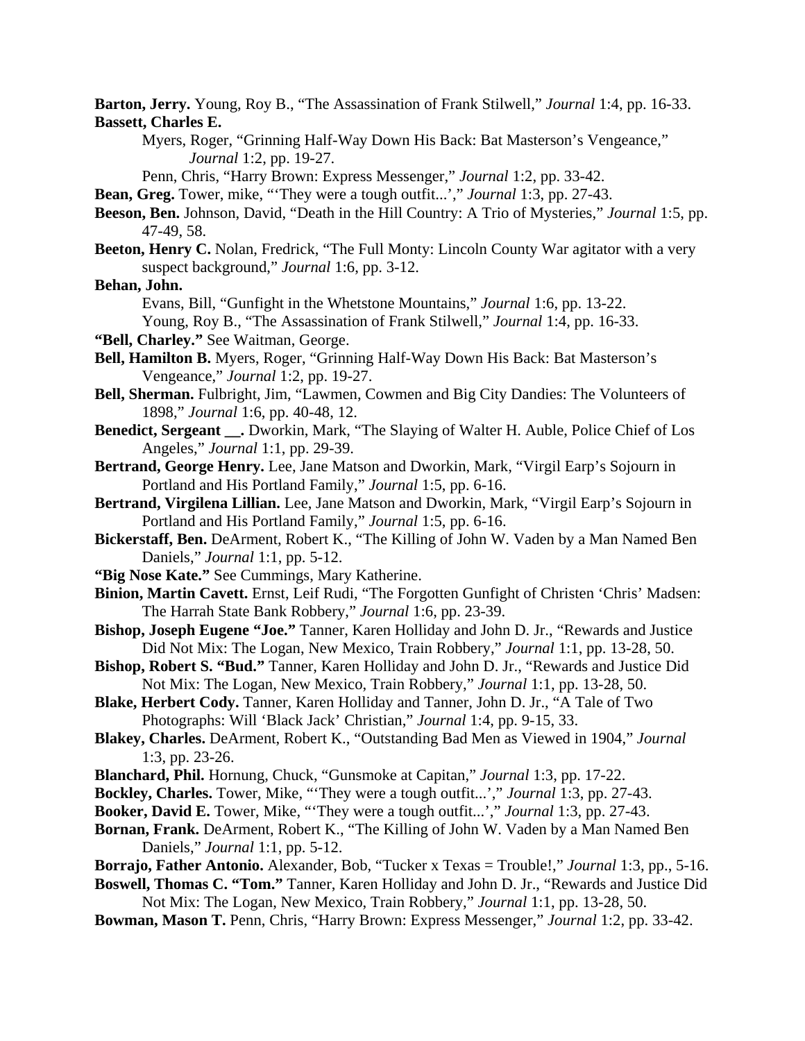**Barton, Jerry.** Young, Roy B., "The Assassination of Frank Stilwell," *Journal* 1:4, pp. 16-33.

**Bassett, Charles E.**

Myers, Roger, "Grinning Half-Way Down His Back: Bat Masterson's Vengeance," *Journal* 1:2, pp. 19-27.

Penn, Chris, "Harry Brown: Express Messenger," *Journal* 1:2, pp. 33-42.

**Bean, Greg.** Tower, mike, "'They were a tough outfit...'," *Journal* 1:3, pp. 27-43.

**Beeson, Ben.** Johnson, David, "Death in the Hill Country: A Trio of Mysteries," *Journal* 1:5, pp. 47-49, 58.

**Beeton, Henry C.** Nolan, Fredrick, "The Full Monty: Lincoln County War agitator with a very suspect background," *Journal* 1:6, pp. 3-12.

**Behan, John.**

Evans, Bill, "Gunfight in the Whetstone Mountains," *Journal* 1:6, pp. 13-22.

Young, Roy B., "The Assassination of Frank Stilwell," *Journal* 1:4, pp. 16-33.

**"Bell, Charley."** See Waitman, George.

**Bell, Hamilton B.** Myers, Roger, "Grinning Half-Way Down His Back: Bat Masterson's Vengeance," *Journal* 1:2, pp. 19-27.

**Bell, Sherman.** Fulbright, Jim, "Lawmen, Cowmen and Big City Dandies: The Volunteers of 1898," *Journal* 1:6, pp. 40-48, 12.

**Benedict, Sergeant __.** Dworkin, Mark, "The Slaying of Walter H. Auble, Police Chief of Los Angeles," *Journal* 1:1, pp. 29-39.

**Bertrand, George Henry.** Lee, Jane Matson and Dworkin, Mark, "Virgil Earp's Sojourn in Portland and His Portland Family," *Journal* 1:5, pp. 6-16.

**Bertrand, Virgilena Lillian.** Lee, Jane Matson and Dworkin, Mark, "Virgil Earp's Sojourn in Portland and His Portland Family," *Journal* 1:5, pp. 6-16.

**Bickerstaff, Ben.** DeArment, Robert K., "The Killing of John W. Vaden by a Man Named Ben Daniels," *Journal* 1:1, pp. 5-12.

**"Big Nose Kate."** See Cummings, Mary Katherine.

**Binion, Martin Cavett.** Ernst, Leif Rudi, "The Forgotten Gunfight of Christen 'Chris' Madsen: The Harrah State Bank Robbery," *Journal* 1:6, pp. 23-39.

**Bishop, Joseph Eugene "Joe."** Tanner, Karen Holliday and John D. Jr., "Rewards and Justice Did Not Mix: The Logan, New Mexico, Train Robbery," *Journal* 1:1, pp. 13-28, 50.

**Bishop, Robert S. "Bud."** Tanner, Karen Holliday and John D. Jr., "Rewards and Justice Did Not Mix: The Logan, New Mexico, Train Robbery," *Journal* 1:1, pp. 13-28, 50.

**Blake, Herbert Cody.** Tanner, Karen Holliday and Tanner, John D. Jr., "A Tale of Two Photographs: Will 'Black Jack' Christian," *Journal* 1:4, pp. 9-15, 33.

**Blakey, Charles.** DeArment, Robert K., "Outstanding Bad Men as Viewed in 1904," *Journal* 1:3, pp. 23-26.

**Blanchard, Phil.** Hornung, Chuck, "Gunsmoke at Capitan," *Journal* 1:3, pp. 17-22.

**Bockley, Charles.** Tower, Mike, "'They were a tough outfit...'," *Journal* 1:3, pp. 27-43.

**Booker, David E.** Tower, Mike, "'They were a tough outfit...'," *Journal* 1:3, pp. 27-43.

**Bornan, Frank.** DeArment, Robert K., "The Killing of John W. Vaden by a Man Named Ben Daniels," *Journal* 1:1, pp. 5-12.

**Borrajo, Father Antonio.** Alexander, Bob, "Tucker x Texas = Trouble!," *Journal* 1:3, pp., 5-16.

**Boswell, Thomas C. "Tom."** Tanner, Karen Holliday and John D. Jr., "Rewards and Justice Did Not Mix: The Logan, New Mexico, Train Robbery," *Journal* 1:1, pp. 13-28, 50.

**Bowman, Mason T.** Penn, Chris, "Harry Brown: Express Messenger," *Journal* 1:2, pp. 33-42.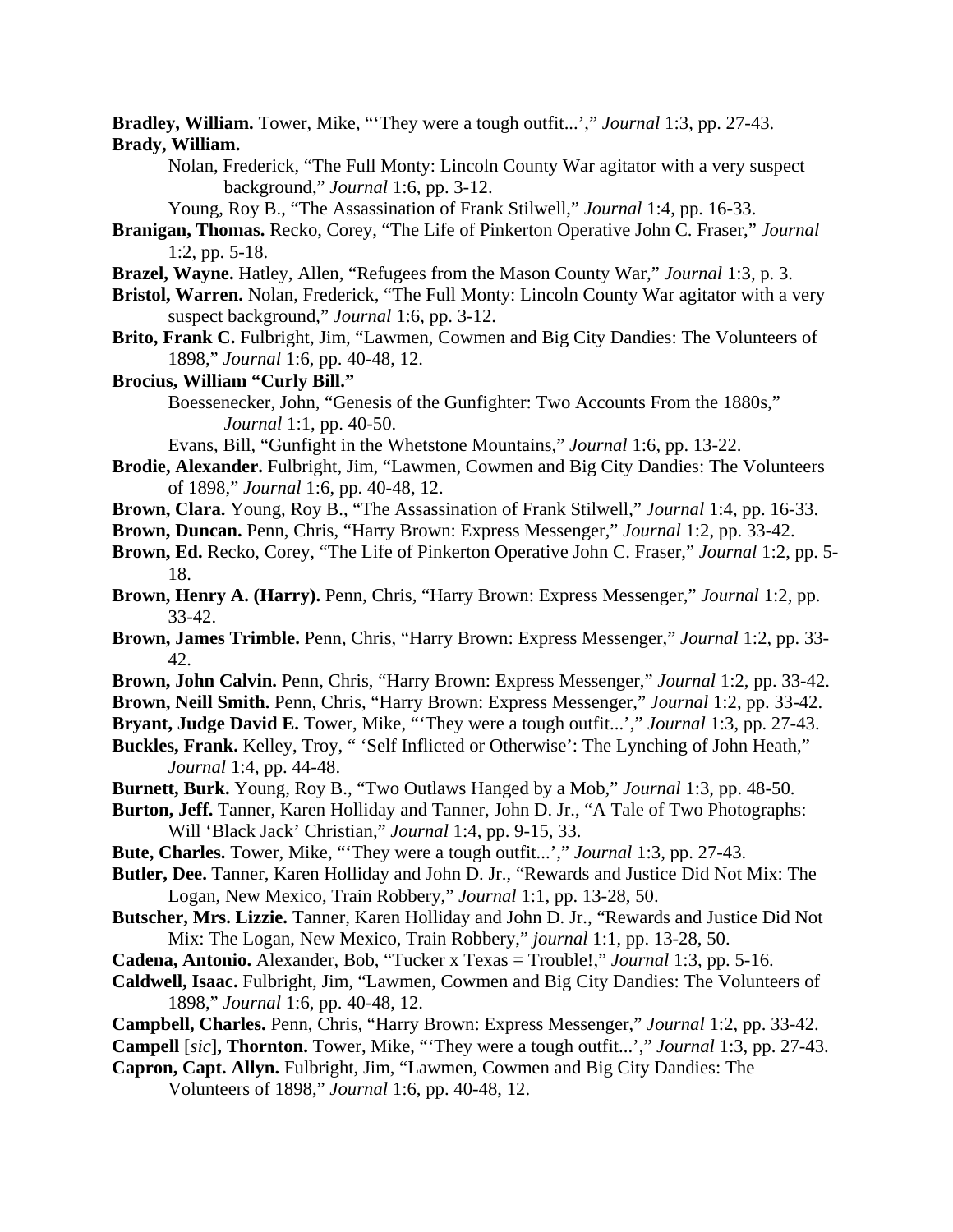**Bradley, William.** Tower, Mike, "'They were a tough outfit...'," *Journal* 1:3, pp. 27-43.

**Brady, William.**

Nolan, Frederick, "The Full Monty: Lincoln County War agitator with a very suspect background," *Journal* 1:6, pp. 3-12.

Young, Roy B., "The Assassination of Frank Stilwell," *Journal* 1:4, pp. 16-33.

**Branigan, Thomas.** Recko, Corey, "The Life of Pinkerton Operative John C. Fraser," *Journal* 1:2, pp. 5-18.

**Brazel, Wayne.** Hatley, Allen, "Refugees from the Mason County War," *Journal* 1:3, p. 3.

**Bristol, Warren.** Nolan, Frederick, "The Full Monty: Lincoln County War agitator with a very suspect background," *Journal* 1:6, pp. 3-12.

**Brito, Frank C.** Fulbright, Jim, "Lawmen, Cowmen and Big City Dandies: The Volunteers of 1898," *Journal* 1:6, pp. 40-48, 12.

**Brocius, William "Curly Bill."**

Boessenecker, John, "Genesis of the Gunfighter: Two Accounts From the 1880s," *Journal* 1:1, pp. 40-50.

Evans, Bill, "Gunfight in the Whetstone Mountains," *Journal* 1:6, pp. 13-22.

**Brodie, Alexander.** Fulbright, Jim, "Lawmen, Cowmen and Big City Dandies: The Volunteers of 1898," *Journal* 1:6, pp. 40-48, 12.

**Brown, Clara.** Young, Roy B., "The Assassination of Frank Stilwell," *Journal* 1:4, pp. 16-33.

**Brown, Duncan.** Penn, Chris, "Harry Brown: Express Messenger," *Journal* 1:2, pp. 33-42.

**Brown, Ed.** Recko, Corey, "The Life of Pinkerton Operative John C. Fraser," *Journal* 1:2, pp. 5-18.

**Brown, Henry A. (Harry).** Penn, Chris, "Harry Brown: Express Messenger," *Journal* 1:2, pp. 33-42.

**Brown, James Trimble.** Penn, Chris, "Harry Brown: Express Messenger," *Journal* 1:2, pp. 33-42.

**Brown, John Calvin.** Penn, Chris, "Harry Brown: Express Messenger," *Journal* 1:2, pp. 33-42.

**Brown, Neill Smith.** Penn, Chris, "Harry Brown: Express Messenger," *Journal* 1:2, pp. 33-42.

**Bryant, Judge David E.** Tower, Mike, "'They were a tough outfit...'," *Journal* 1:3, pp. 27-43.

**Buckles, Frank.** Kelley, Troy, " 'Self Inflicted or Otherwise': The Lynching of John Heath," *Journal* 1:4, pp. 44-48.

**Burnett, Burk.** Young, Roy B., "Two Outlaws Hanged by a Mob," *Journal* 1:3, pp. 48-50.

**Burton, Jeff.** Tanner, Karen Holliday and Tanner, John D. Jr., "A Tale of Two Photographs: Will 'Black Jack' Christian," *Journal* 1:4, pp. 9-15, 33.

**Bute, Charles.** Tower, Mike, "'They were a tough outfit...'," *Journal* 1:3, pp. 27-43.

**Butler, Dee.** Tanner, Karen Holliday and John D. Jr., "Rewards and Justice Did Not Mix: The Logan, New Mexico, Train Robbery," *Journal* 1:1, pp. 13-28, 50.

**Butscher, Mrs. Lizzie.** Tanner, Karen Holliday and John D. Jr., "Rewards and Justice Did Not Mix: The Logan, New Mexico, Train Robbery," *journal* 1:1, pp. 13-28, 50.

**Cadena, Antonio.** Alexander, Bob, "Tucker x Texas = Trouble!," *Journal* 1:3, pp. 5-16.

**Caldwell, Isaac.** Fulbright, Jim, "Lawmen, Cowmen and Big City Dandies: The Volunteers of 1898," *Journal* 1:6, pp. 40-48, 12.

**Campbell, Charles.** Penn, Chris, "Harry Brown: Express Messenger," *Journal* 1:2, pp. 33-42.

**Campell** [*sic*]**, Thornton.** Tower, Mike, "'They were a tough outfit...'," *Journal* 1:3, pp. 27-43.

**Capron, Capt. Allyn.** Fulbright, Jim, "Lawmen, Cowmen and Big City Dandies: The Volunteers of 1898," *Journal* 1:6, pp. 40-48, 12.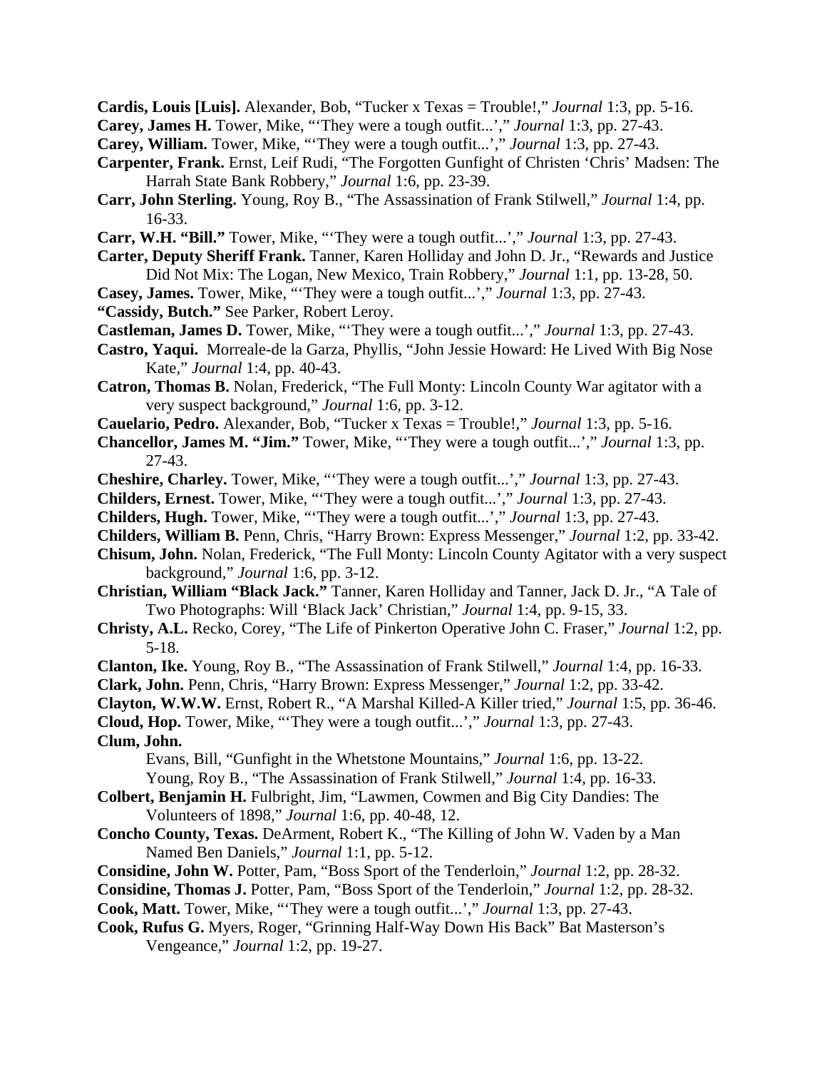**Cardis, Louis [Luis].** Alexander, Bob, "Tucker x Texas = Trouble!," *Journal* 1:3, pp. 5-16.

**Carey, James H.** Tower, Mike, "'They were a tough outfit...'," *Journal* 1:3, pp. 27-43.

**Carey, William.** Tower, Mike, "'They were a tough outfit...'," *Journal* 1:3, pp. 27-43.

**Carpenter, Frank.** Ernst, Leif Rudi, "The Forgotten Gunfight of Christen 'Chris' Madsen: The Harrah State Bank Robbery," *Journal* 1:6, pp. 23-39.

**Carr, John Sterling.** Young, Roy B., "The Assassination of Frank Stilwell," *Journal* 1:4, pp. 16-33.

**Carr, W.H. "Bill."** Tower, Mike, "'They were a tough outfit...'," *Journal* 1:3, pp. 27-43.

**Carter, Deputy Sheriff Frank.** Tanner, Karen Holliday and John D. Jr., "Rewards and Justice Did Not Mix: The Logan, New Mexico, Train Robbery," *Journal* 1:1, pp. 13-28, 50.

**Casey, James.** Tower, Mike, "'They were a tough outfit...'," *Journal* 1:3, pp. 27-43.

**"Cassidy, Butch."** See Parker, Robert Leroy.

**Castleman, James D.** Tower, Mike, "'They were a tough outfit...'," *Journal* 1:3, pp. 27-43.

**Castro, Yaqui.** Morreale-de la Garza, Phyllis, "John Jessie Howard: He Lived With Big Nose Kate," *Journal* 1:4, pp. 40-43.

**Catron, Thomas B.** Nolan, Frederick, "The Full Monty: Lincoln County War agitator with a very suspect background," *Journal* 1:6, pp. 3-12.

**Cauelario, Pedro.** Alexander, Bob, "Tucker x Texas = Trouble!," *Journal* 1:3, pp. 5-16.

**Chancellor, James M. "Jim."** Tower, Mike, "'They were a tough outfit...'," *Journal* 1:3, pp. 27-43.

**Cheshire, Charley.** Tower, Mike, "'They were a tough outfit...'," *Journal* 1:3, pp. 27-43.

**Childers, Ernest.** Tower, Mike, "'They were a tough outfit...'," *Journal* 1:3, pp. 27-43.

**Childers, Hugh.** Tower, Mike, "'They were a tough outfit...'," *Journal* 1:3, pp. 27-43.

**Childers, William B.** Penn, Chris, "Harry Brown: Express Messenger," *Journal* 1:2, pp. 33-42.

**Chisum, John.** Nolan, Frederick, "The Full Monty: Lincoln County Agitator with a very suspect background," *Journal* 1:6, pp. 3-12.

**Christian, William "Black Jack."** Tanner, Karen Holliday and Tanner, Jack D. Jr., "A Tale of Two Photographs: Will 'Black Jack' Christian," *Journal* 1:4, pp. 9-15, 33.

**Christy, A.L.** Recko, Corey, "The Life of Pinkerton Operative John C. Fraser," *Journal* 1:2, pp. 5-18.

**Clanton, Ike.** Young, Roy B., "The Assassination of Frank Stilwell," *Journal* 1:4, pp. 16-33.

**Clark, John.** Penn, Chris, "Harry Brown: Express Messenger," *Journal* 1:2, pp. 33-42.

**Clayton, W.W.W.** Ernst, Robert R., "A Marshal Killed-A Killer tried," *Journal* 1:5, pp. 36-46.

**Cloud, Hop.** Tower, Mike, "'They were a tough outfit...'," *Journal* 1:3, pp. 27-43.

**Clum, John.**
- Evans, Bill, "Gunfight in the Whetstone Mountains," *Journal* 1:6, pp. 13-22.
- Young, Roy B., "The Assassination of Frank Stilwell," *Journal* 1:4, pp. 16-33.

**Colbert, Benjamin H.** Fulbright, Jim, "Lawmen, Cowmen and Big City Dandies: The Volunteers of 1898," *Journal* 1:6, pp. 40-48, 12.

**Concho County, Texas.** DeArment, Robert K., "The Killing of John W. Vaden by a Man Named Ben Daniels," *Journal* 1:1, pp. 5-12.

**Considine, John W.** Potter, Pam, "Boss Sport of the Tenderloin," *Journal* 1:2, pp. 28-32.

**Considine, Thomas J.** Potter, Pam, "Boss Sport of the Tenderloin," *Journal* 1:2, pp. 28-32.

**Cook, Matt.** Tower, Mike, "'They were a tough outfit...'," *Journal* 1:3, pp. 27-43.

**Cook, Rufus G.** Myers, Roger, "Grinning Half-Way Down His Back" Bat Masterson's Vengeance," *Journal* 1:2, pp. 19-27.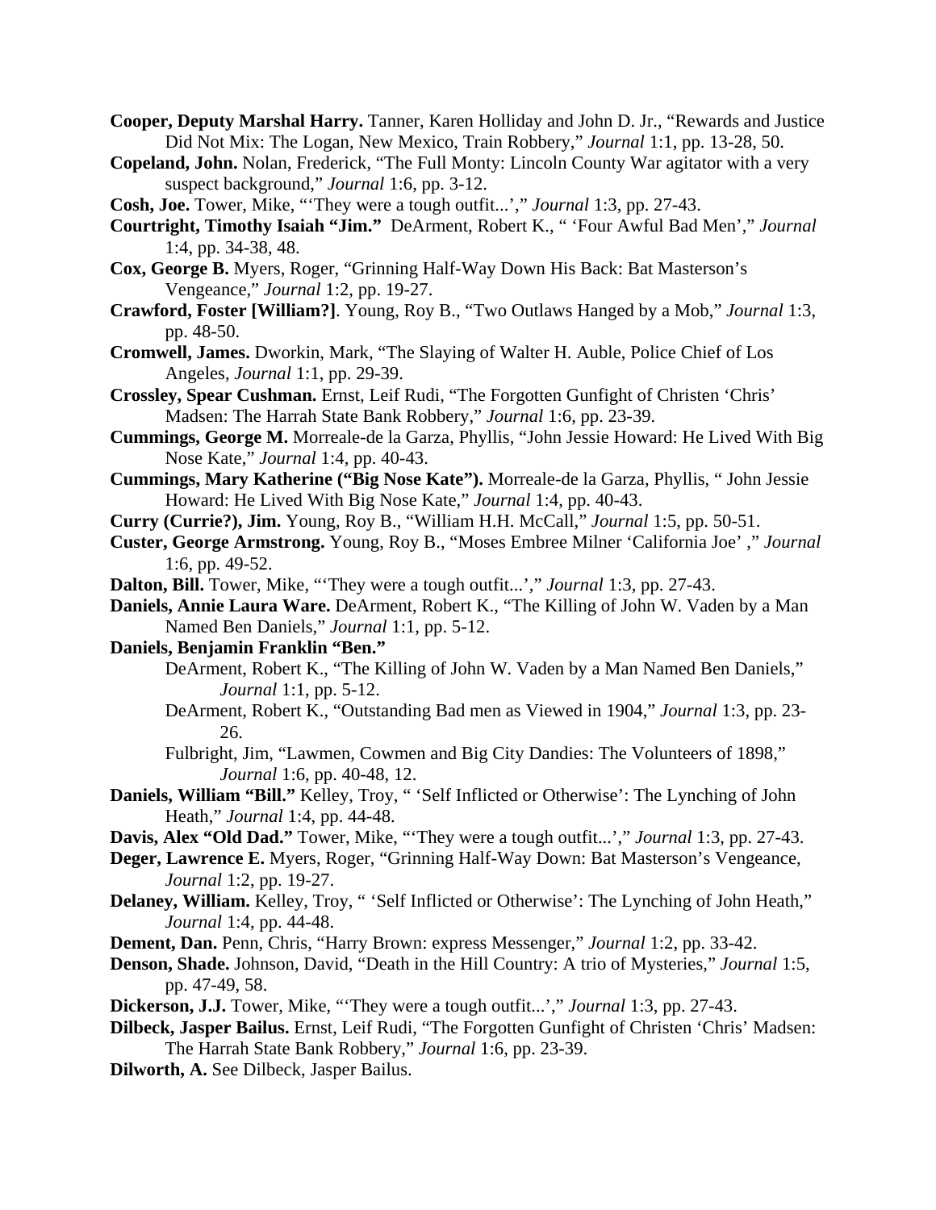**Cooper, Deputy Marshal Harry.** Tanner, Karen Holliday and John D. Jr., "Rewards and Justice Did Not Mix: The Logan, New Mexico, Train Robbery," *Journal* 1:1, pp. 13-28, 50.

**Copeland, John.** Nolan, Frederick, "The Full Monty: Lincoln County War agitator with a very suspect background," *Journal* 1:6, pp. 3-12.

**Cosh, Joe.** Tower, Mike, "'They were a tough outfit...'," *Journal* 1:3, pp. 27-43.

**Courtright, Timothy Isaiah "Jim."** DeArment, Robert K., " 'Four Awful Bad Men'," *Journal* 1:4, pp. 34-38, 48.

**Cox, George B.** Myers, Roger, "Grinning Half-Way Down His Back: Bat Masterson's Vengeance," *Journal* 1:2, pp. 19-27.

**Crawford, Foster [William?]**. Young, Roy B., "Two Outlaws Hanged by a Mob," *Journal* 1:3, pp. 48-50.

**Cromwell, James.** Dworkin, Mark, "The Slaying of Walter H. Auble, Police Chief of Los Angeles, *Journal* 1:1, pp. 29-39.

**Crossley, Spear Cushman.** Ernst, Leif Rudi, "The Forgotten Gunfight of Christen 'Chris' Madsen: The Harrah State Bank Robbery," *Journal* 1:6, pp. 23-39.

**Cummings, George M.** Morreale-de la Garza, Phyllis, "John Jessie Howard: He Lived With Big Nose Kate," *Journal* 1:4, pp. 40-43.

**Cummings, Mary Katherine ("Big Nose Kate").** Morreale-de la Garza, Phyllis, " John Jessie Howard: He Lived With Big Nose Kate," *Journal* 1:4, pp. 40-43.

**Curry (Currie?), Jim.** Young, Roy B., "William H.H. McCall," *Journal* 1:5, pp. 50-51.

**Custer, George Armstrong.** Young, Roy B., "Moses Embree Milner 'California Joe' ," *Journal* 1:6, pp. 49-52.

**Dalton, Bill.** Tower, Mike, "'They were a tough outfit...'," *Journal* 1:3, pp. 27-43.

**Daniels, Annie Laura Ware.** DeArment, Robert K., "The Killing of John W. Vaden by a Man Named Ben Daniels," *Journal* 1:1, pp. 5-12.

**Daniels, Benjamin Franklin "Ben."**

DeArment, Robert K., "The Killing of John W. Vaden by a Man Named Ben Daniels," *Journal* 1:1, pp. 5-12.

DeArment, Robert K., "Outstanding Bad men as Viewed in 1904," *Journal* 1:3, pp. 23-26.

Fulbright, Jim, "Lawmen, Cowmen and Big City Dandies: The Volunteers of 1898," *Journal* 1:6, pp. 40-48, 12.

**Daniels, William "Bill."** Kelley, Troy, " 'Self Inflicted or Otherwise': The Lynching of John Heath," *Journal* 1:4, pp. 44-48.

**Davis, Alex "Old Dad."** Tower, Mike, "'They were a tough outfit...'," *Journal* 1:3, pp. 27-43.

**Deger, Lawrence E.** Myers, Roger, "Grinning Half-Way Down: Bat Masterson's Vengeance, *Journal* 1:2, pp. 19-27.

**Delaney, William.** Kelley, Troy, " 'Self Inflicted or Otherwise': The Lynching of John Heath," *Journal* 1:4, pp. 44-48.

**Dement, Dan.** Penn, Chris, "Harry Brown: express Messenger," *Journal* 1:2, pp. 33-42.

**Denson, Shade.** Johnson, David, "Death in the Hill Country: A trio of Mysteries," *Journal* 1:5, pp. 47-49, 58.

**Dickerson, J.J.** Tower, Mike, "'They were a tough outfit...'," *Journal* 1:3, pp. 27-43.

**Dilbeck, Jasper Bailus.** Ernst, Leif Rudi, "The Forgotten Gunfight of Christen 'Chris' Madsen: The Harrah State Bank Robbery," *Journal* 1:6, pp. 23-39.

**Dilworth, A.** See Dilbeck, Jasper Bailus.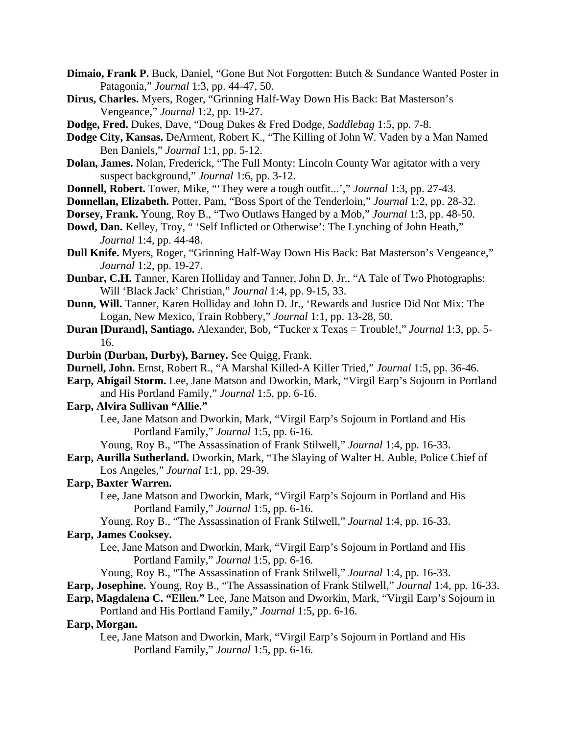**Dimaio, Frank P.** Buck, Daniel, "Gone But Not Forgotten: Butch & Sundance Wanted Poster in Patagonia," *Journal* 1:3, pp. 44-47, 50.

**Dirus, Charles.** Myers, Roger, "Grinning Half-Way Down His Back: Bat Masterson's Vengeance," *Journal* 1:2, pp. 19-27.

**Dodge, Fred.** Dukes, Dave, "Doug Dukes & Fred Dodge, *Saddlebag* 1:5, pp. 7-8.

**Dodge City, Kansas.** DeArment, Robert K., "The Killing of John W. Vaden by a Man Named Ben Daniels," *Journal* 1:1, pp. 5-12.

**Dolan, James.** Nolan, Frederick, "The Full Monty: Lincoln County War agitator with a very suspect background," *Journal* 1:6, pp. 3-12.

**Donnell, Robert.** Tower, Mike, "'They were a tough outfit...'," *Journal* 1:3, pp. 27-43.

**Donnellan, Elizabeth.** Potter, Pam, "Boss Sport of the Tenderloin," *Journal* 1:2, pp. 28-32.

**Dorsey, Frank.** Young, Roy B., "Two Outlaws Hanged by a Mob," *Journal* 1:3, pp. 48-50.

**Dowd, Dan.** Kelley, Troy, " 'Self Inflicted or Otherwise': The Lynching of John Heath," *Journal* 1:4, pp. 44-48.

**Dull Knife.** Myers, Roger, "Grinning Half-Way Down His Back: Bat Masterson's Vengeance," *Journal* 1:2, pp. 19-27.

**Dunbar, C.H.** Tanner, Karen Holliday and Tanner, John D. Jr., "A Tale of Two Photographs: Will 'Black Jack' Christian," *Journal* 1:4, pp. 9-15, 33.

**Dunn, Will.** Tanner, Karen Holliday and John D. Jr., 'Rewards and Justice Did Not Mix: The Logan, New Mexico, Train Robbery," *Journal* 1:1, pp. 13-28, 50.

**Duran [Durand], Santiago.** Alexander, Bob, "Tucker x Texas = Trouble!," *Journal* 1:3, pp. 5-16.

**Durbin (Durban, Durby), Barney.** See Quigg, Frank.

**Durnell, John.** Ernst, Robert R., "A Marshal Killed-A Killer Tried," *Journal* 1:5, pp. 36-46.

**Earp, Abigail Storm.** Lee, Jane Matson and Dworkin, Mark, "Virgil Earp's Sojourn in Portland and His Portland Family," *Journal* 1:5, pp. 6-16.

**Earp, Alvira Sullivan "Allie."**
- Lee, Jane Matson and Dworkin, Mark, "Virgil Earp's Sojourn in Portland and His Portland Family," *Journal* 1:5, pp. 6-16.
- Young, Roy B., "The Assassination of Frank Stilwell," *Journal* 1:4, pp. 16-33.

**Earp, Aurilla Sutherland.** Dworkin, Mark, "The Slaying of Walter H. Auble, Police Chief of Los Angeles," *Journal* 1:1, pp. 29-39.

**Earp, Baxter Warren.**
- Lee, Jane Matson and Dworkin, Mark, "Virgil Earp's Sojourn in Portland and His Portland Family," *Journal* 1:5, pp. 6-16.
- Young, Roy B., "The Assassination of Frank Stilwell," *Journal* 1:4, pp. 16-33.

**Earp, James Cooksey.**
- Lee, Jane Matson and Dworkin, Mark, "Virgil Earp's Sojourn in Portland and His Portland Family," *Journal* 1:5, pp. 6-16.
- Young, Roy B., "The Assassination of Frank Stilwell," *Journal* 1:4, pp. 16-33.

**Earp, Josephine.** Young, Roy B., "The Assassination of Frank Stilwell," *Journal* 1:4, pp. 16-33.

**Earp, Magdalena C. "Ellen."** Lee, Jane Matson and Dworkin, Mark, "Virgil Earp's Sojourn in Portland and His Portland Family," *Journal* 1:5, pp. 6-16.

**Earp, Morgan.**
- Lee, Jane Matson and Dworkin, Mark, "Virgil Earp's Sojourn in Portland and His Portland Family," *Journal* 1:5, pp. 6-16.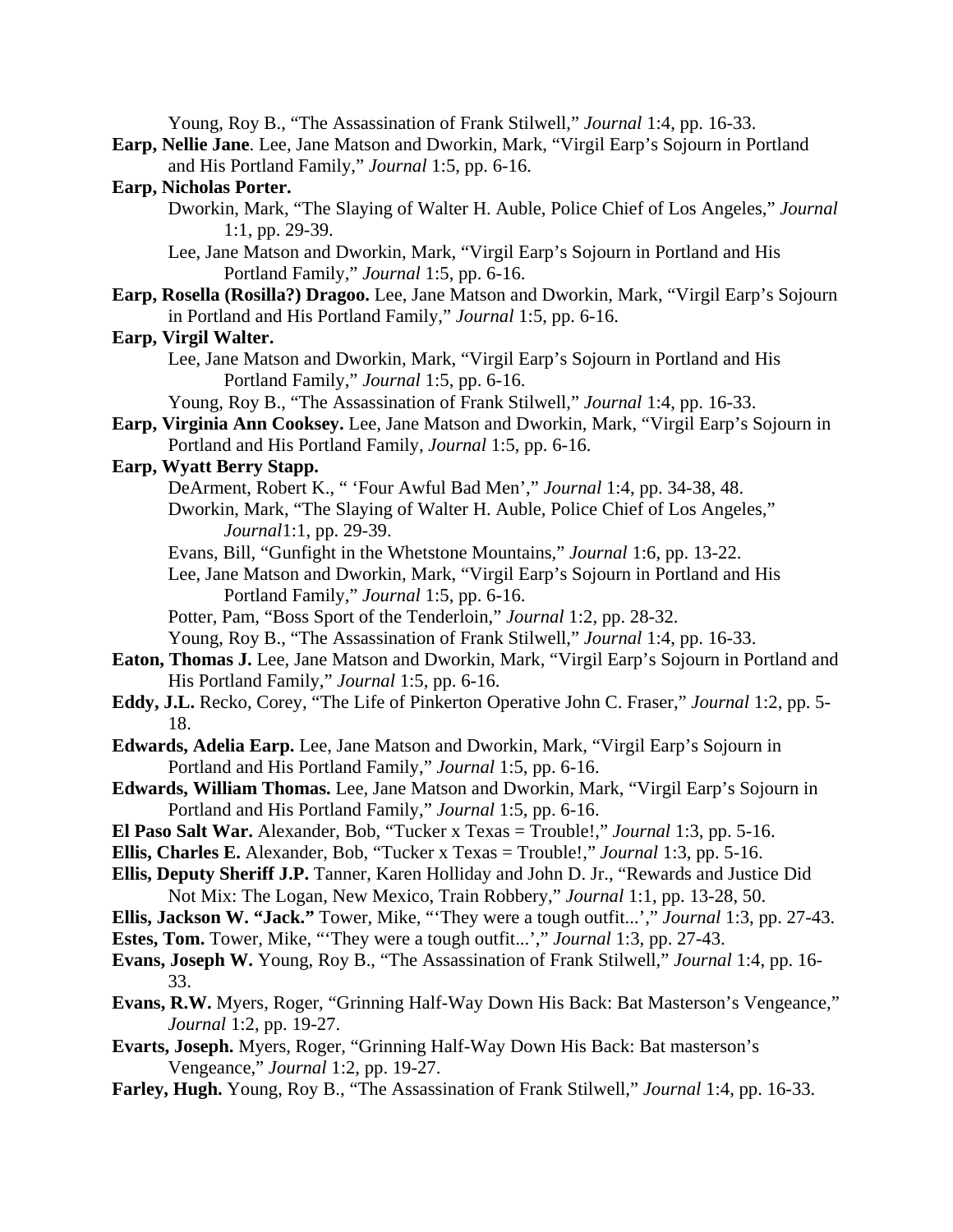Young, Roy B., "The Assassination of Frank Stilwell," *Journal* 1:4, pp. 16-33.

**Earp, Nellie Jane**. Lee, Jane Matson and Dworkin, Mark, "Virgil Earp's Sojourn in Portland and His Portland Family," *Journal* 1:5, pp. 6-16.

**Earp, Nicholas Porter.**

Dworkin, Mark, "The Slaying of Walter H. Auble, Police Chief of Los Angeles," *Journal* 1:1, pp. 29-39.

Lee, Jane Matson and Dworkin, Mark, "Virgil Earp's Sojourn in Portland and His Portland Family," *Journal* 1:5, pp. 6-16.

**Earp, Rosella (Rosilla?) Dragoo.** Lee, Jane Matson and Dworkin, Mark, "Virgil Earp's Sojourn in Portland and His Portland Family," *Journal* 1:5, pp. 6-16.

**Earp, Virgil Walter.**

Lee, Jane Matson and Dworkin, Mark, "Virgil Earp's Sojourn in Portland and His Portland Family," *Journal* 1:5, pp. 6-16.

Young, Roy B., "The Assassination of Frank Stilwell," *Journal* 1:4, pp. 16-33.

**Earp, Virginia Ann Cooksey.** Lee, Jane Matson and Dworkin, Mark, "Virgil Earp's Sojourn in Portland and His Portland Family, *Journal* 1:5, pp. 6-16.

**Earp, Wyatt Berry Stapp.**

DeArment, Robert K., " 'Four Awful Bad Men'," *Journal* 1:4, pp. 34-38, 48.

Dworkin, Mark, "The Slaying of Walter H. Auble, Police Chief of Los Angeles," *Journal*1:1, pp. 29-39.

Evans, Bill, "Gunfight in the Whetstone Mountains," *Journal* 1:6, pp. 13-22.

Lee, Jane Matson and Dworkin, Mark, "Virgil Earp's Sojourn in Portland and His Portland Family," *Journal* 1:5, pp. 6-16.

Potter, Pam, "Boss Sport of the Tenderloin," *Journal* 1:2, pp. 28-32.

Young, Roy B., "The Assassination of Frank Stilwell," *Journal* 1:4, pp. 16-33.

**Eaton, Thomas J.** Lee, Jane Matson and Dworkin, Mark, "Virgil Earp's Sojourn in Portland and His Portland Family," *Journal* 1:5, pp. 6-16.

**Eddy, J.L.** Recko, Corey, "The Life of Pinkerton Operative John C. Fraser," *Journal* 1:2, pp. 5-18.

**Edwards, Adelia Earp.** Lee, Jane Matson and Dworkin, Mark, "Virgil Earp's Sojourn in Portland and His Portland Family," *Journal* 1:5, pp. 6-16.

**Edwards, William Thomas.** Lee, Jane Matson and Dworkin, Mark, "Virgil Earp's Sojourn in Portland and His Portland Family," *Journal* 1:5, pp. 6-16.

**El Paso Salt War.** Alexander, Bob, "Tucker x Texas = Trouble!," *Journal* 1:3, pp. 5-16.

**Ellis, Charles E.** Alexander, Bob, "Tucker x Texas = Trouble!," *Journal* 1:3, pp. 5-16.

**Ellis, Deputy Sheriff J.P.** Tanner, Karen Holliday and John D. Jr., "Rewards and Justice Did Not Mix: The Logan, New Mexico, Train Robbery," *Journal* 1:1, pp. 13-28, 50.

**Ellis, Jackson W. "Jack."** Tower, Mike, "'They were a tough outfit...'," *Journal* 1:3, pp. 27-43.

**Estes, Tom.** Tower, Mike, "'They were a tough outfit...'," *Journal* 1:3, pp. 27-43.

**Evans, Joseph W.** Young, Roy B., "The Assassination of Frank Stilwell," *Journal* 1:4, pp. 16-33.

**Evans, R.W.** Myers, Roger, "Grinning Half-Way Down His Back: Bat Masterson's Vengeance," *Journal* 1:2, pp. 19-27.

**Evarts, Joseph.** Myers, Roger, "Grinning Half-Way Down His Back: Bat masterson's Vengeance," *Journal* 1:2, pp. 19-27.

**Farley, Hugh.** Young, Roy B., "The Assassination of Frank Stilwell," *Journal* 1:4, pp. 16-33.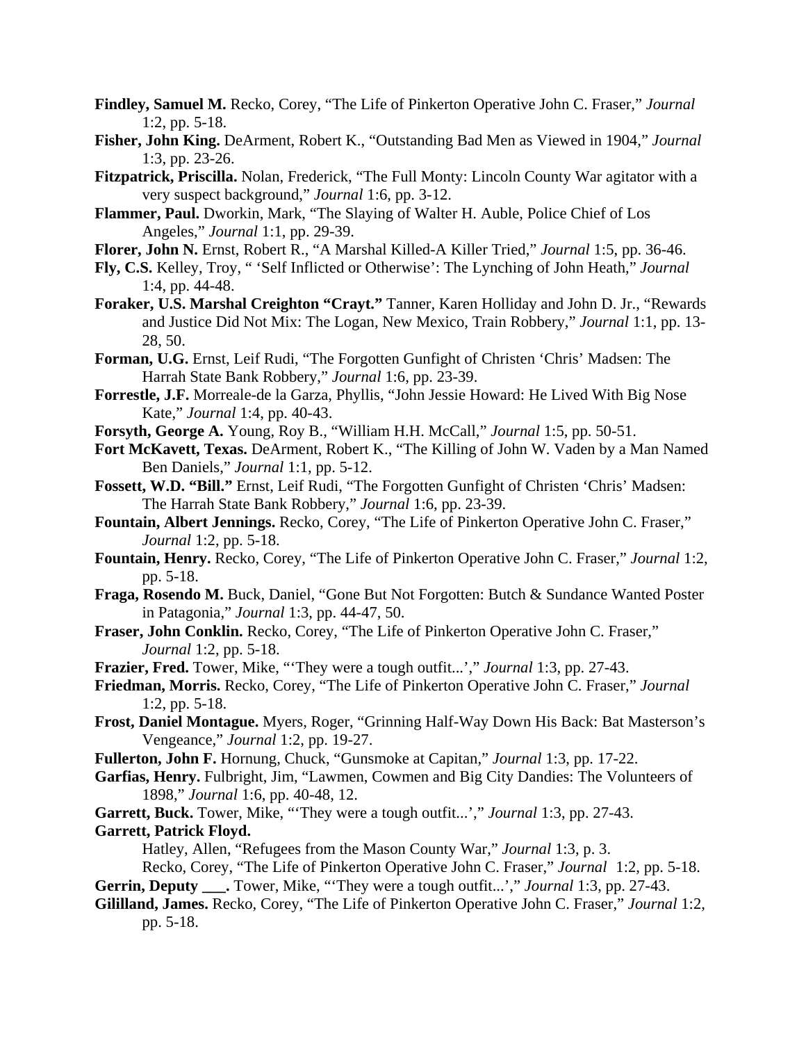**Findley, Samuel M.** Recko, Corey, "The Life of Pinkerton Operative John C. Fraser," *Journal* 1:2, pp. 5-18.

**Fisher, John King.** DeArment, Robert K., "Outstanding Bad Men as Viewed in 1904," *Journal* 1:3, pp. 23-26.

**Fitzpatrick, Priscilla.** Nolan, Frederick, "The Full Monty: Lincoln County War agitator with a very suspect background," *Journal* 1:6, pp. 3-12.

**Flammer, Paul.** Dworkin, Mark, "The Slaying of Walter H. Auble, Police Chief of Los Angeles," *Journal* 1:1, pp. 29-39.

**Florer, John N.** Ernst, Robert R., "A Marshal Killed-A Killer Tried," *Journal* 1:5, pp. 36-46.

**Fly, C.S.** Kelley, Troy, " 'Self Inflicted or Otherwise': The Lynching of John Heath," *Journal* 1:4, pp. 44-48.

**Foraker, U.S. Marshal Creighton "Crayt."** Tanner, Karen Holliday and John D. Jr., "Rewards and Justice Did Not Mix: The Logan, New Mexico, Train Robbery," *Journal* 1:1, pp. 13-28, 50.

**Forman, U.G.** Ernst, Leif Rudi, "The Forgotten Gunfight of Christen 'Chris' Madsen: The Harrah State Bank Robbery," *Journal* 1:6, pp. 23-39.

**Forrestle, J.F.** Morreale-de la Garza, Phyllis, "John Jessie Howard: He Lived With Big Nose Kate," *Journal* 1:4, pp. 40-43.

**Forsyth, George A.** Young, Roy B., "William H.H. McCall," *Journal* 1:5, pp. 50-51.

**Fort McKavett, Texas.** DeArment, Robert K., "The Killing of John W. Vaden by a Man Named Ben Daniels," *Journal* 1:1, pp. 5-12.

**Fossett, W.D. "Bill."** Ernst, Leif Rudi, "The Forgotten Gunfight of Christen 'Chris' Madsen: The Harrah State Bank Robbery," *Journal* 1:6, pp. 23-39.

**Fountain, Albert Jennings.** Recko, Corey, "The Life of Pinkerton Operative John C. Fraser," *Journal* 1:2, pp. 5-18.

**Fountain, Henry.** Recko, Corey, "The Life of Pinkerton Operative John C. Fraser," *Journal* 1:2, pp. 5-18.

**Fraga, Rosendo M.** Buck, Daniel, "Gone But Not Forgotten: Butch & Sundance Wanted Poster in Patagonia," *Journal* 1:3, pp. 44-47, 50.

**Fraser, John Conklin.** Recko, Corey, "The Life of Pinkerton Operative John C. Fraser," *Journal* 1:2, pp. 5-18.

**Frazier, Fred.** Tower, Mike, "'They were a tough outfit...'," *Journal* 1:3, pp. 27-43.

**Friedman, Morris.** Recko, Corey, "The Life of Pinkerton Operative John C. Fraser," *Journal* 1:2, pp. 5-18.

**Frost, Daniel Montague.** Myers, Roger, "Grinning Half-Way Down His Back: Bat Masterson's Vengeance," *Journal* 1:2, pp. 19-27.

**Fullerton, John F.** Hornung, Chuck, "Gunsmoke at Capitan," *Journal* 1:3, pp. 17-22.

**Garfias, Henry.** Fulbright, Jim, "Lawmen, Cowmen and Big City Dandies: The Volunteers of 1898," *Journal* 1:6, pp. 40-48, 12.

**Garrett, Buck.** Tower, Mike, "'They were a tough outfit...'," *Journal* 1:3, pp. 27-43.

**Garrett, Patrick Floyd.**

Hatley, Allen, "Refugees from the Mason County War," *Journal* 1:3, p. 3.

Recko, Corey, "The Life of Pinkerton Operative John C. Fraser," *Journal* 1:2, pp. 5-18.

**Gerrin, Deputy ___.** Tower, Mike, "'They were a tough outfit...'," *Journal* 1:3, pp. 27-43.

**Gililland, James.** Recko, Corey, "The Life of Pinkerton Operative John C. Fraser," *Journal* 1:2, pp. 5-18.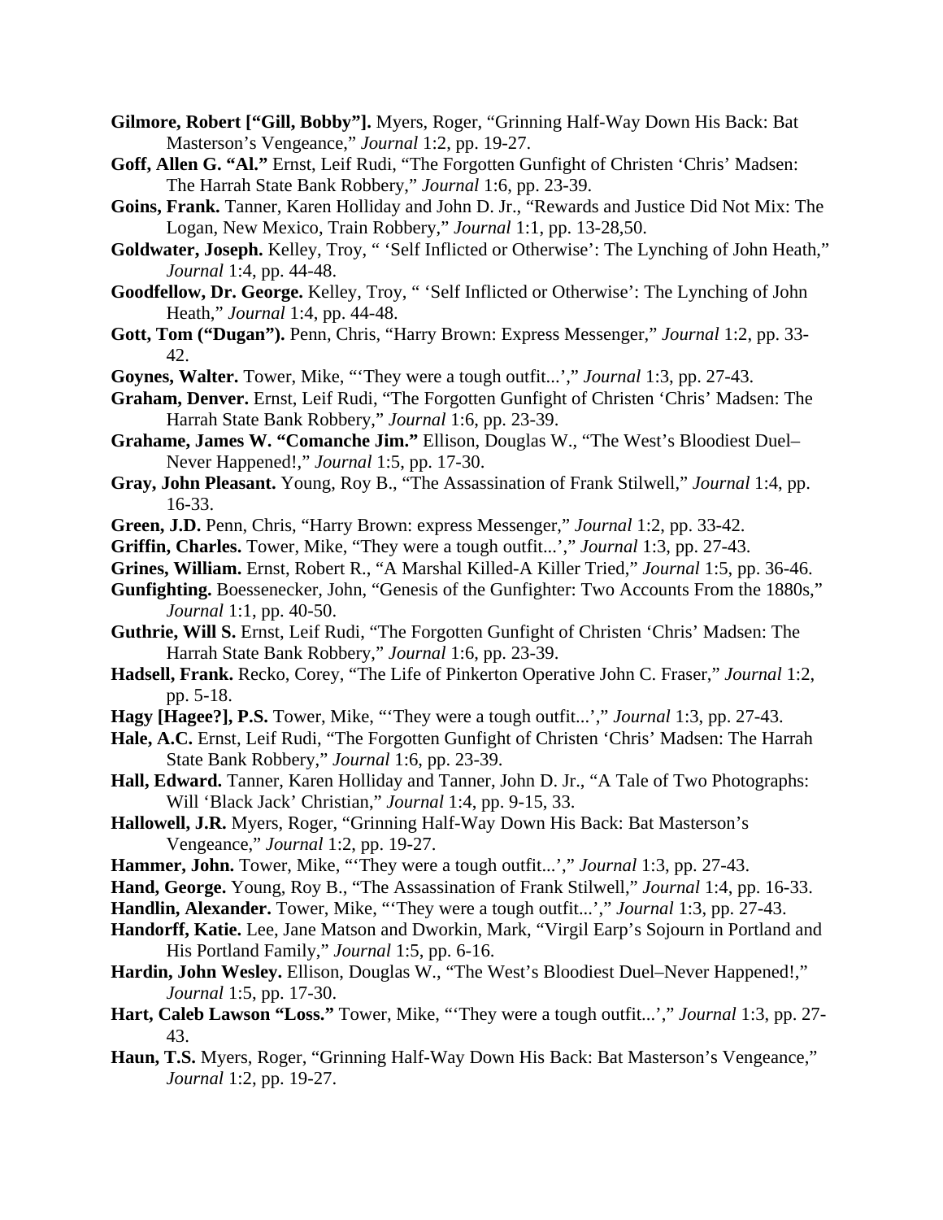**Gilmore, Robert ["Gill, Bobby"].** Myers, Roger, "Grinning Half-Way Down His Back: Bat Masterson's Vengeance," *Journal* 1:2, pp. 19-27.

**Goff, Allen G. "Al."** Ernst, Leif Rudi, "The Forgotten Gunfight of Christen 'Chris' Madsen: The Harrah State Bank Robbery," *Journal* 1:6, pp. 23-39.

**Goins, Frank.** Tanner, Karen Holliday and John D. Jr., "Rewards and Justice Did Not Mix: The Logan, New Mexico, Train Robbery," *Journal* 1:1, pp. 13-28,50.

**Goldwater, Joseph.** Kelley, Troy, " 'Self Inflicted or Otherwise': The Lynching of John Heath," *Journal* 1:4, pp. 44-48.

**Goodfellow, Dr. George.** Kelley, Troy, " 'Self Inflicted or Otherwise': The Lynching of John Heath," *Journal* 1:4, pp. 44-48.

**Gott, Tom ("Dugan").** Penn, Chris, "Harry Brown: Express Messenger," *Journal* 1:2, pp. 33-42.

**Goynes, Walter.** Tower, Mike, "'They were a tough outfit...'," *Journal* 1:3, pp. 27-43.

**Graham, Denver.** Ernst, Leif Rudi, "The Forgotten Gunfight of Christen 'Chris' Madsen: The Harrah State Bank Robbery," *Journal* 1:6, pp. 23-39.

**Grahame, James W. "Comanche Jim."** Ellison, Douglas W., "The West's Bloodiest Duel–Never Happened!," *Journal* 1:5, pp. 17-30.

**Gray, John Pleasant.** Young, Roy B., "The Assassination of Frank Stilwell," *Journal* 1:4, pp. 16-33.

**Green, J.D.** Penn, Chris, "Harry Brown: express Messenger," *Journal* 1:2, pp. 33-42.

**Griffin, Charles.** Tower, Mike, "They were a tough outfit...'," *Journal* 1:3, pp. 27-43.

**Grines, William.** Ernst, Robert R., "A Marshal Killed-A Killer Tried," *Journal* 1:5, pp. 36-46.

**Gunfighting.** Boessenecker, John, "Genesis of the Gunfighter: Two Accounts From the 1880s," *Journal* 1:1, pp. 40-50.

**Guthrie, Will S.** Ernst, Leif Rudi, "The Forgotten Gunfight of Christen 'Chris' Madsen: The Harrah State Bank Robbery," *Journal* 1:6, pp. 23-39.

**Hadsell, Frank.** Recko, Corey, "The Life of Pinkerton Operative John C. Fraser," *Journal* 1:2, pp. 5-18.

**Hagy [Hagee?], P.S.** Tower, Mike, "'They were a tough outfit...'," *Journal* 1:3, pp. 27-43.

**Hale, A.C.** Ernst, Leif Rudi, "The Forgotten Gunfight of Christen 'Chris' Madsen: The Harrah State Bank Robbery," *Journal* 1:6, pp. 23-39.

**Hall, Edward.** Tanner, Karen Holliday and Tanner, John D. Jr., "A Tale of Two Photographs: Will 'Black Jack' Christian," *Journal* 1:4, pp. 9-15, 33.

**Hallowell, J.R.** Myers, Roger, "Grinning Half-Way Down His Back: Bat Masterson's Vengeance," *Journal* 1:2, pp. 19-27.

**Hammer, John.** Tower, Mike, "'They were a tough outfit...'," *Journal* 1:3, pp. 27-43.

**Hand, George.** Young, Roy B., "The Assassination of Frank Stilwell," *Journal* 1:4, pp. 16-33.

**Handlin, Alexander.** Tower, Mike, "'They were a tough outfit...'," *Journal* 1:3, pp. 27-43.

**Handorff, Katie.** Lee, Jane Matson and Dworkin, Mark, "Virgil Earp's Sojourn in Portland and His Portland Family," *Journal* 1:5, pp. 6-16.

**Hardin, John Wesley.** Ellison, Douglas W., "The West's Bloodiest Duel–Never Happened!," *Journal* 1:5, pp. 17-30.

**Hart, Caleb Lawson "Loss."** Tower, Mike, "'They were a tough outfit...'," *Journal* 1:3, pp. 27-43.

**Haun, T.S.** Myers, Roger, "Grinning Half-Way Down His Back: Bat Masterson's Vengeance," *Journal* 1:2, pp. 19-27.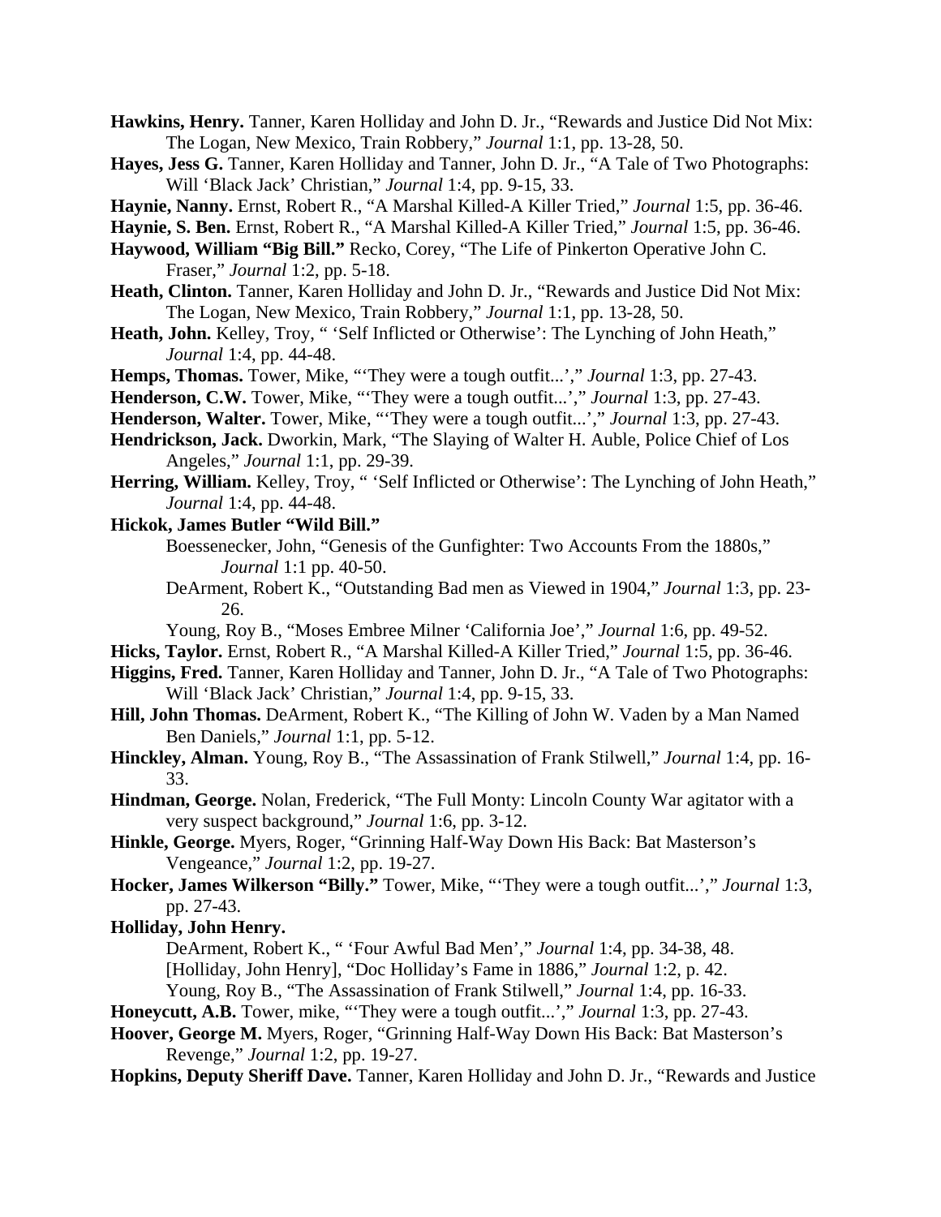**Hawkins, Henry.** Tanner, Karen Holliday and John D. Jr., "Rewards and Justice Did Not Mix: The Logan, New Mexico, Train Robbery," *Journal* 1:1, pp. 13-28, 50.

**Hayes, Jess G.** Tanner, Karen Holliday and Tanner, John D. Jr., "A Tale of Two Photographs: Will 'Black Jack' Christian," *Journal* 1:4, pp. 9-15, 33.

**Haynie, Nanny.** Ernst, Robert R., "A Marshal Killed-A Killer Tried," *Journal* 1:5, pp. 36-46.

**Haynie, S. Ben.** Ernst, Robert R., "A Marshal Killed-A Killer Tried," *Journal* 1:5, pp. 36-46.

**Haywood, William "Big Bill."** Recko, Corey, "The Life of Pinkerton Operative John C. Fraser," *Journal* 1:2, pp. 5-18.

**Heath, Clinton.** Tanner, Karen Holliday and John D. Jr., "Rewards and Justice Did Not Mix: The Logan, New Mexico, Train Robbery," *Journal* 1:1, pp. 13-28, 50.

**Heath, John.** Kelley, Troy, " 'Self Inflicted or Otherwise': The Lynching of John Heath," *Journal* 1:4, pp. 44-48.

**Hemps, Thomas.** Tower, Mike, "'They were a tough outfit...'," *Journal* 1:3, pp. 27-43.

**Henderson, C.W.** Tower, Mike, "'They were a tough outfit...'," *Journal* 1:3, pp. 27-43.

**Henderson, Walter.** Tower, Mike, "'They were a tough outfit...'," *Journal* 1:3, pp. 27-43.

**Hendrickson, Jack.** Dworkin, Mark, "The Slaying of Walter H. Auble, Police Chief of Los Angeles," *Journal* 1:1, pp. 29-39.

**Herring, William.** Kelley, Troy, " 'Self Inflicted or Otherwise': The Lynching of John Heath," *Journal* 1:4, pp. 44-48.

**Hickok, James Butler "Wild Bill."**

Boessenecker, John, "Genesis of the Gunfighter: Two Accounts From the 1880s," *Journal* 1:1 pp. 40-50.

DeArment, Robert K., "Outstanding Bad men as Viewed in 1904," *Journal* 1:3, pp. 23-26.

Young, Roy B., "Moses Embree Milner 'California Joe'," *Journal* 1:6, pp. 49-52.

**Hicks, Taylor.** Ernst, Robert R., "A Marshal Killed-A Killer Tried," *Journal* 1:5, pp. 36-46.

**Higgins, Fred.** Tanner, Karen Holliday and Tanner, John D. Jr., "A Tale of Two Photographs: Will 'Black Jack' Christian," *Journal* 1:4, pp. 9-15, 33.

**Hill, John Thomas.** DeArment, Robert K., "The Killing of John W. Vaden by a Man Named Ben Daniels," *Journal* 1:1, pp. 5-12.

**Hinckley, Alman.** Young, Roy B., "The Assassination of Frank Stilwell," *Journal* 1:4, pp. 16-33.

**Hindman, George.** Nolan, Frederick, "The Full Monty: Lincoln County War agitator with a very suspect background," *Journal* 1:6, pp. 3-12.

**Hinkle, George.** Myers, Roger, "Grinning Half-Way Down His Back: Bat Masterson's Vengeance," *Journal* 1:2, pp. 19-27.

**Hocker, James Wilkerson "Billy."** Tower, Mike, "'They were a tough outfit...'," *Journal* 1:3, pp. 27-43.

**Holliday, John Henry.**

DeArment, Robert K., " 'Four Awful Bad Men'," *Journal* 1:4, pp. 34-38, 48.

[Holliday, John Henry], "Doc Holliday's Fame in 1886," *Journal* 1:2, p. 42.

Young, Roy B., "The Assassination of Frank Stilwell," *Journal* 1:4, pp. 16-33.

**Honeycutt, A.B.** Tower, mike, "'They were a tough outfit...'," *Journal* 1:3, pp. 27-43.

**Hoover, George M.** Myers, Roger, "Grinning Half-Way Down His Back: Bat Masterson's Revenge," *Journal* 1:2, pp. 19-27.

**Hopkins, Deputy Sheriff Dave.** Tanner, Karen Holliday and John D. Jr., "Rewards and Justice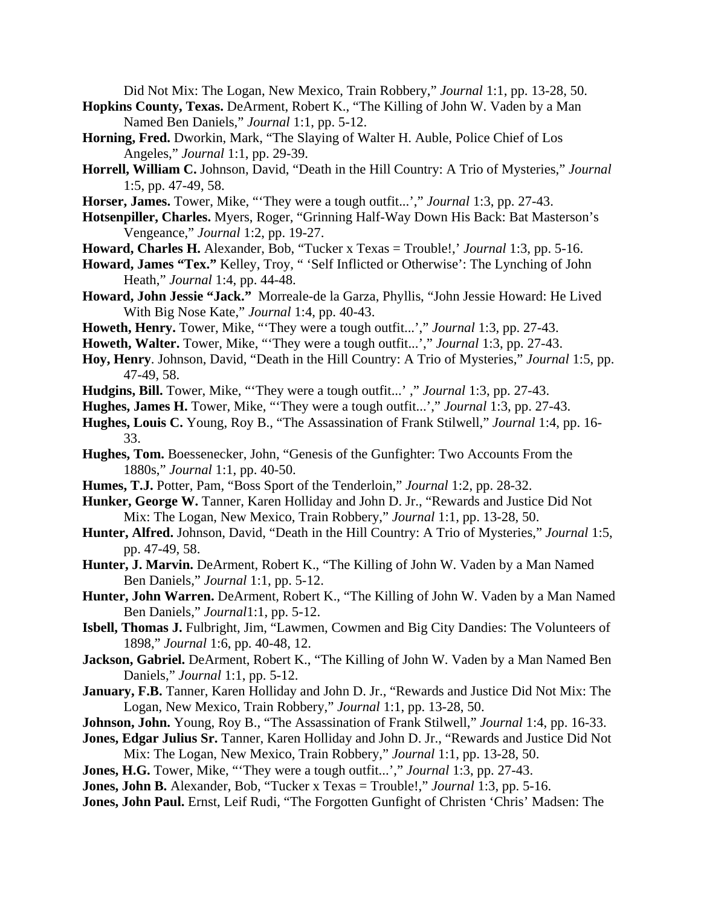Did Not Mix: The Logan, New Mexico, Train Robbery," *Journal* 1:1, pp. 13-28, 50.

**Hopkins County, Texas.** DeArment, Robert K., "The Killing of John W. Vaden by a Man Named Ben Daniels," *Journal* 1:1, pp. 5-12.

**Horning, Fred.** Dworkin, Mark, "The Slaying of Walter H. Auble, Police Chief of Los Angeles," *Journal* 1:1, pp. 29-39.

**Horrell, William C.** Johnson, David, "Death in the Hill Country: A Trio of Mysteries," *Journal* 1:5, pp. 47-49, 58.

**Horser, James.** Tower, Mike, "'They were a tough outfit...'," *Journal* 1:3, pp. 27-43.

**Hotsenpiller, Charles.** Myers, Roger, "Grinning Half-Way Down His Back: Bat Masterson's Vengeance," *Journal* 1:2, pp. 19-27.

**Howard, Charles H.** Alexander, Bob, "Tucker x Texas = Trouble!,' *Journal* 1:3, pp. 5-16.

**Howard, James "Tex."** Kelley, Troy, " 'Self Inflicted or Otherwise': The Lynching of John Heath," *Journal* 1:4, pp. 44-48.

**Howard, John Jessie "Jack."** Morreale-de la Garza, Phyllis, "John Jessie Howard: He Lived With Big Nose Kate," *Journal* 1:4, pp. 40-43.

**Howeth, Henry.** Tower, Mike, "'They were a tough outfit...'," *Journal* 1:3, pp. 27-43.

**Howeth, Walter.** Tower, Mike, "'They were a tough outfit...'," *Journal* 1:3, pp. 27-43.

**Hoy, Henry**. Johnson, David, "Death in the Hill Country: A Trio of Mysteries," *Journal* 1:5, pp. 47-49, 58.

**Hudgins, Bill.** Tower, Mike, "'They were a tough outfit...' ," *Journal* 1:3, pp. 27-43.

**Hughes, James H.** Tower, Mike, "'They were a tough outfit...'," *Journal* 1:3, pp. 27-43.

**Hughes, Louis C.** Young, Roy B., "The Assassination of Frank Stilwell," *Journal* 1:4, pp. 16-33.

**Hughes, Tom.** Boessenecker, John, "Genesis of the Gunfighter: Two Accounts From the 1880s," *Journal* 1:1, pp. 40-50.

**Humes, T.J.** Potter, Pam, "Boss Sport of the Tenderloin," *Journal* 1:2, pp. 28-32.

**Hunker, George W.** Tanner, Karen Holliday and John D. Jr., "Rewards and Justice Did Not Mix: The Logan, New Mexico, Train Robbery," *Journal* 1:1, pp. 13-28, 50.

**Hunter, Alfred.** Johnson, David, "Death in the Hill Country: A Trio of Mysteries," *Journal* 1:5, pp. 47-49, 58.

**Hunter, J. Marvin.** DeArment, Robert K., "The Killing of John W. Vaden by a Man Named Ben Daniels," *Journal* 1:1, pp. 5-12.

**Hunter, John Warren.** DeArment, Robert K., "The Killing of John W. Vaden by a Man Named Ben Daniels," *Journal*1:1, pp. 5-12.

**Isbell, Thomas J.** Fulbright, Jim, "Lawmen, Cowmen and Big City Dandies: The Volunteers of 1898," *Journal* 1:6, pp. 40-48, 12.

**Jackson, Gabriel.** DeArment, Robert K., "The Killing of John W. Vaden by a Man Named Ben Daniels," *Journal* 1:1, pp. 5-12.

**January, F.B.** Tanner, Karen Holliday and John D. Jr., "Rewards and Justice Did Not Mix: The Logan, New Mexico, Train Robbery," *Journal* 1:1, pp. 13-28, 50.

**Johnson, John.** Young, Roy B., "The Assassination of Frank Stilwell," *Journal* 1:4, pp. 16-33.

**Jones, Edgar Julius Sr.** Tanner, Karen Holliday and John D. Jr., "Rewards and Justice Did Not Mix: The Logan, New Mexico, Train Robbery," *Journal* 1:1, pp. 13-28, 50.

**Jones, H.G.** Tower, Mike, "'They were a tough outfit...'," *Journal* 1:3, pp. 27-43.

**Jones, John B.** Alexander, Bob, "Tucker x Texas = Trouble!," *Journal* 1:3, pp. 5-16.

**Jones, John Paul.** Ernst, Leif Rudi, "The Forgotten Gunfight of Christen 'Chris' Madsen: The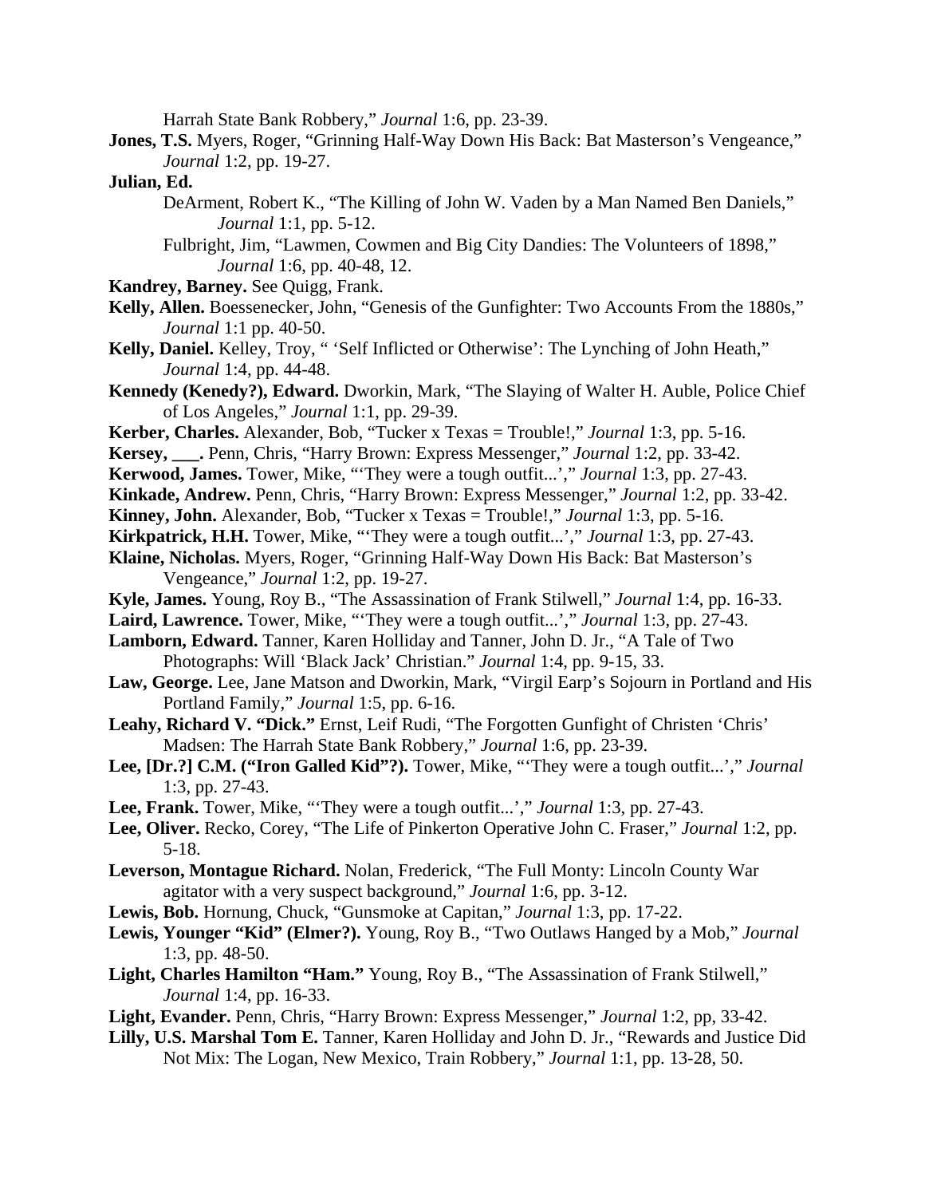Harrah State Bank Robbery," *Journal* 1:6, pp. 23-39.

**Jones, T.S.** Myers, Roger, "Grinning Half-Way Down His Back: Bat Masterson's Vengeance," *Journal* 1:2, pp. 19-27.

**Julian, Ed.**

DeArment, Robert K., "The Killing of John W. Vaden by a Man Named Ben Daniels," *Journal* 1:1, pp. 5-12.

Fulbright, Jim, "Lawmen, Cowmen and Big City Dandies: The Volunteers of 1898," *Journal* 1:6, pp. 40-48, 12.

**Kandrey, Barney.** See Quigg, Frank.

**Kelly, Allen.** Boessenecker, John, "Genesis of the Gunfighter: Two Accounts From the 1880s," *Journal* 1:1 pp. 40-50.

**Kelly, Daniel.** Kelley, Troy, " 'Self Inflicted or Otherwise': The Lynching of John Heath," *Journal* 1:4, pp. 44-48.

**Kennedy (Kenedy?), Edward.** Dworkin, Mark, "The Slaying of Walter H. Auble, Police Chief of Los Angeles," *Journal* 1:1, pp. 29-39.

**Kerber, Charles.** Alexander, Bob, "Tucker x Texas = Trouble!," *Journal* 1:3, pp. 5-16.

**Kersey, \_\_\_.** Penn, Chris, "Harry Brown: Express Messenger," *Journal* 1:2, pp. 33-42.

**Kerwood, James.** Tower, Mike, "'They were a tough outfit...'," *Journal* 1:3, pp. 27-43.

**Kinkade, Andrew.** Penn, Chris, "Harry Brown: Express Messenger," *Journal* 1:2, pp. 33-42.

**Kinney, John.** Alexander, Bob, "Tucker x Texas = Trouble!," *Journal* 1:3, pp. 5-16.

**Kirkpatrick, H.H.** Tower, Mike, "'They were a tough outfit...'," *Journal* 1:3, pp. 27-43.

**Klaine, Nicholas.** Myers, Roger, "Grinning Half-Way Down His Back: Bat Masterson's Vengeance," *Journal* 1:2, pp. 19-27.

**Kyle, James.** Young, Roy B., "The Assassination of Frank Stilwell," *Journal* 1:4, pp. 16-33.

**Laird, Lawrence.** Tower, Mike, "'They were a tough outfit...'," *Journal* 1:3, pp. 27-43.

**Lamborn, Edward.** Tanner, Karen Holliday and Tanner, John D. Jr., "A Tale of Two Photographs: Will 'Black Jack' Christian." *Journal* 1:4, pp. 9-15, 33.

**Law, George.** Lee, Jane Matson and Dworkin, Mark, "Virgil Earp's Sojourn in Portland and His Portland Family," *Journal* 1:5, pp. 6-16.

**Leahy, Richard V. "Dick."** Ernst, Leif Rudi, "The Forgotten Gunfight of Christen 'Chris' Madsen: The Harrah State Bank Robbery," *Journal* 1:6, pp. 23-39.

**Lee, [Dr.?] C.M. ("Iron Galled Kid"?).** Tower, Mike, "'They were a tough outfit...'," *Journal* 1:3, pp. 27-43.

**Lee, Frank.** Tower, Mike, "'They were a tough outfit...'," *Journal* 1:3, pp. 27-43.

**Lee, Oliver.** Recko, Corey, "The Life of Pinkerton Operative John C. Fraser," *Journal* 1:2, pp. 5-18.

**Leverson, Montague Richard.** Nolan, Frederick, "The Full Monty: Lincoln County War agitator with a very suspect background," *Journal* 1:6, pp. 3-12.

**Lewis, Bob.** Hornung, Chuck, "Gunsmoke at Capitan," *Journal* 1:3, pp. 17-22.

**Lewis, Younger "Kid" (Elmer?).** Young, Roy B., "Two Outlaws Hanged by a Mob," *Journal* 1:3, pp. 48-50.

**Light, Charles Hamilton "Ham."** Young, Roy B., "The Assassination of Frank Stilwell," *Journal* 1:4, pp. 16-33.

**Light, Evander.** Penn, Chris, "Harry Brown: Express Messenger," *Journal* 1:2, pp, 33-42.

**Lilly, U.S. Marshal Tom E.** Tanner, Karen Holliday and John D. Jr., "Rewards and Justice Did Not Mix: The Logan, New Mexico, Train Robbery," *Journal* 1:1, pp. 13-28, 50.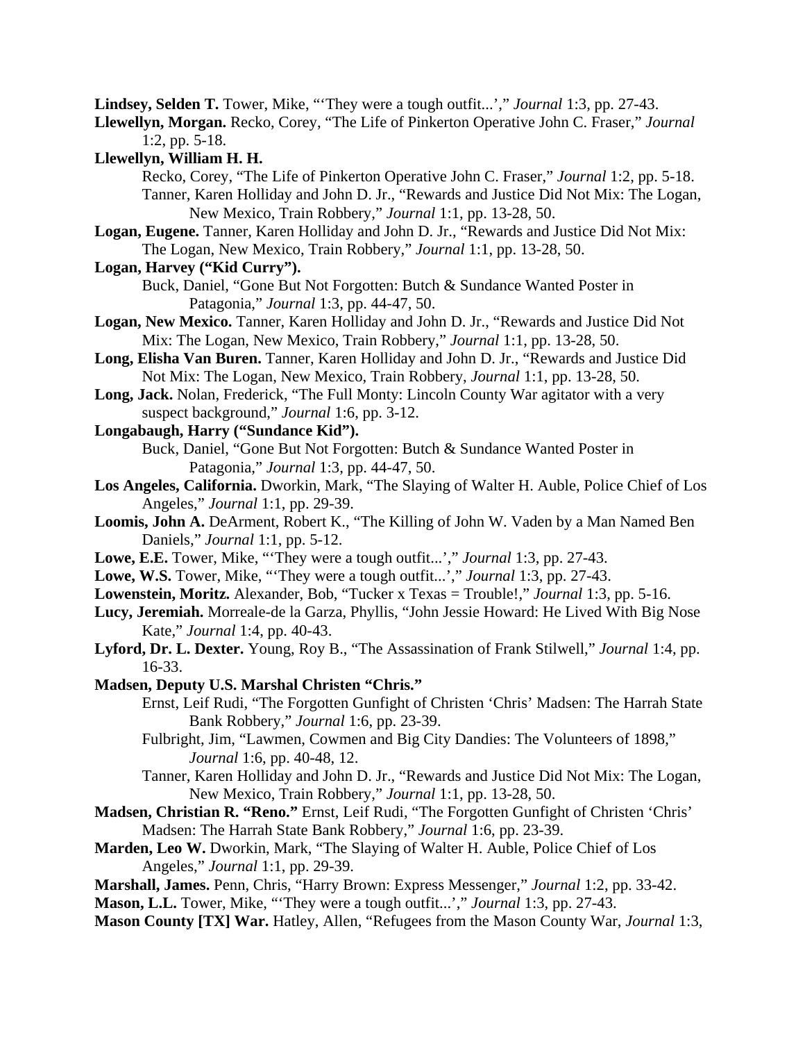**Lindsey, Selden T.** Tower, Mike, "'They were a tough outfit...'," *Journal* 1:3, pp. 27-43.

**Llewellyn, Morgan.** Recko, Corey, "The Life of Pinkerton Operative John C. Fraser," *Journal* 1:2, pp. 5-18.

**Llewellyn, William H. H.**

- Recko, Corey, "The Life of Pinkerton Operative John C. Fraser," *Journal* 1:2, pp. 5-18.
- Tanner, Karen Holliday and John D. Jr., "Rewards and Justice Did Not Mix: The Logan, New Mexico, Train Robbery," *Journal* 1:1, pp. 13-28, 50.

**Logan, Eugene.** Tanner, Karen Holliday and John D. Jr., "Rewards and Justice Did Not Mix: The Logan, New Mexico, Train Robbery," *Journal* 1:1, pp. 13-28, 50.

**Logan, Harvey ("Kid Curry").**

- Buck, Daniel, "Gone But Not Forgotten: Butch & Sundance Wanted Poster in Patagonia," *Journal* 1:3, pp. 44-47, 50.

**Logan, New Mexico.** Tanner, Karen Holliday and John D. Jr., "Rewards and Justice Did Not Mix: The Logan, New Mexico, Train Robbery," *Journal* 1:1, pp. 13-28, 50.

**Long, Elisha Van Buren.** Tanner, Karen Holliday and John D. Jr., "Rewards and Justice Did Not Mix: The Logan, New Mexico, Train Robbery, *Journal* 1:1, pp. 13-28, 50.

**Long, Jack.** Nolan, Frederick, "The Full Monty: Lincoln County War agitator with a very suspect background," *Journal* 1:6, pp. 3-12.

**Longabaugh, Harry ("Sundance Kid").**

- Buck, Daniel, "Gone But Not Forgotten: Butch & Sundance Wanted Poster in Patagonia," *Journal* 1:3, pp. 44-47, 50.

**Los Angeles, California.** Dworkin, Mark, "The Slaying of Walter H. Auble, Police Chief of Los Angeles," *Journal* 1:1, pp. 29-39.

**Loomis, John A.** DeArment, Robert K., "The Killing of John W. Vaden by a Man Named Ben Daniels," *Journal* 1:1, pp. 5-12.

**Lowe, E.E.** Tower, Mike, "'They were a tough outfit...'," *Journal* 1:3, pp. 27-43.

**Lowe, W.S.** Tower, Mike, "'They were a tough outfit...'," *Journal* 1:3, pp. 27-43.

**Lowenstein, Moritz.** Alexander, Bob, "Tucker x Texas = Trouble!," *Journal* 1:3, pp. 5-16.

**Lucy, Jeremiah.** Morreale-de la Garza, Phyllis, "John Jessie Howard: He Lived With Big Nose Kate," *Journal* 1:4, pp. 40-43.

**Lyford, Dr. L. Dexter.** Young, Roy B., "The Assassination of Frank Stilwell," *Journal* 1:4, pp. 16-33.

**Madsen, Deputy U.S. Marshal Christen "Chris."**

- Ernst, Leif Rudi, "The Forgotten Gunfight of Christen 'Chris' Madsen: The Harrah State Bank Robbery," *Journal* 1:6, pp. 23-39.
- Fulbright, Jim, "Lawmen, Cowmen and Big City Dandies: The Volunteers of 1898," *Journal* 1:6, pp. 40-48, 12.
- Tanner, Karen Holliday and John D. Jr., "Rewards and Justice Did Not Mix: The Logan, New Mexico, Train Robbery," *Journal* 1:1, pp. 13-28, 50.

**Madsen, Christian R. "Reno."** Ernst, Leif Rudi, "The Forgotten Gunfight of Christen 'Chris' Madsen: The Harrah State Bank Robbery," *Journal* 1:6, pp. 23-39.

**Marden, Leo W.** Dworkin, Mark, "The Slaying of Walter H. Auble, Police Chief of Los Angeles," *Journal* 1:1, pp. 29-39.

**Marshall, James.** Penn, Chris, "Harry Brown: Express Messenger," *Journal* 1:2, pp. 33-42.

**Mason, L.L.** Tower, Mike, "'They were a tough outfit...'," *Journal* 1:3, pp. 27-43.

**Mason County [TX] War.** Hatley, Allen, "Refugees from the Mason County War, *Journal* 1:3,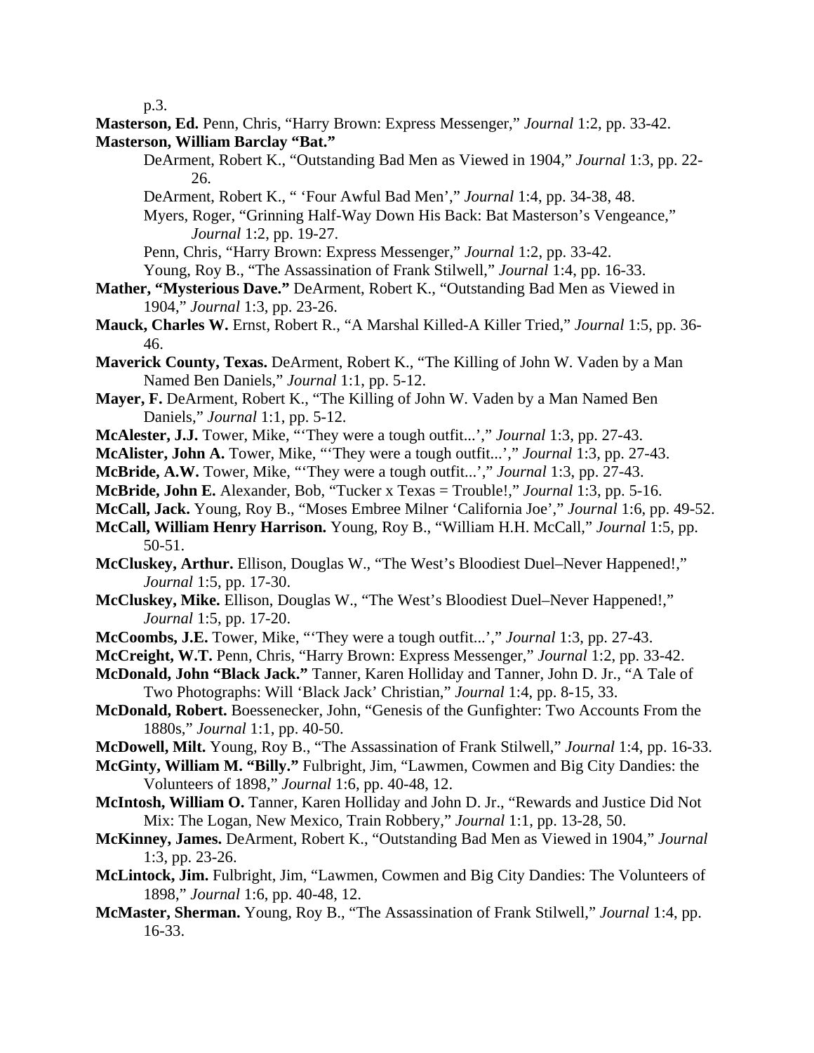p.3.

**Masterson, Ed.** Penn, Chris, "Harry Brown: Express Messenger," *Journal* 1:2, pp. 33-42.

**Masterson, William Barclay "Bat."**

DeArment, Robert K., "Outstanding Bad Men as Viewed in 1904," *Journal* 1:3, pp. 22-26.

DeArment, Robert K., " 'Four Awful Bad Men'," *Journal* 1:4, pp. 34-38, 48.

Myers, Roger, "Grinning Half-Way Down His Back: Bat Masterson's Vengeance," *Journal* 1:2, pp. 19-27.

Penn, Chris, "Harry Brown: Express Messenger," *Journal* 1:2, pp. 33-42.

Young, Roy B., "The Assassination of Frank Stilwell," *Journal* 1:4, pp. 16-33.

**Mather, "Mysterious Dave."** DeArment, Robert K., "Outstanding Bad Men as Viewed in 1904," *Journal* 1:3, pp. 23-26.

**Mauck, Charles W.** Ernst, Robert R., "A Marshal Killed-A Killer Tried," *Journal* 1:5, pp. 36-46.

**Maverick County, Texas.** DeArment, Robert K., "The Killing of John W. Vaden by a Man Named Ben Daniels," *Journal* 1:1, pp. 5-12.

**Mayer, F.** DeArment, Robert K., "The Killing of John W. Vaden by a Man Named Ben Daniels," *Journal* 1:1, pp. 5-12.

**McAlester, J.J.** Tower, Mike, "'They were a tough outfit...'," *Journal* 1:3, pp. 27-43.

**McAlister, John A.** Tower, Mike, "'They were a tough outfit...'," *Journal* 1:3, pp. 27-43.

**McBride, A.W.** Tower, Mike, "'They were a tough outfit...'," *Journal* 1:3, pp. 27-43.

**McBride, John E.** Alexander, Bob, "Tucker x Texas = Trouble!," *Journal* 1:3, pp. 5-16.

**McCall, Jack.** Young, Roy B., "Moses Embree Milner 'California Joe'," *Journal* 1:6, pp. 49-52.

**McCall, William Henry Harrison.** Young, Roy B., "William H.H. McCall," *Journal* 1:5, pp. 50-51.

**McCluskey, Arthur.** Ellison, Douglas W., "The West's Bloodiest Duel–Never Happened!," *Journal* 1:5, pp. 17-30.

**McCluskey, Mike.** Ellison, Douglas W., "The West's Bloodiest Duel–Never Happened!," *Journal* 1:5, pp. 17-20.

**McCoombs, J.E.** Tower, Mike, "'They were a tough outfit...'," *Journal* 1:3, pp. 27-43.

**McCreight, W.T.** Penn, Chris, "Harry Brown: Express Messenger," *Journal* 1:2, pp. 33-42.

**McDonald, John "Black Jack."** Tanner, Karen Holliday and Tanner, John D. Jr., "A Tale of Two Photographs: Will 'Black Jack' Christian," *Journal* 1:4, pp. 8-15, 33.

**McDonald, Robert.** Boessenecker, John, "Genesis of the Gunfighter: Two Accounts From the 1880s," *Journal* 1:1, pp. 40-50.

**McDowell, Milt.** Young, Roy B., "The Assassination of Frank Stilwell," *Journal* 1:4, pp. 16-33.

**McGinty, William M. "Billy."** Fulbright, Jim, "Lawmen, Cowmen and Big City Dandies: the Volunteers of 1898," *Journal* 1:6, pp. 40-48, 12.

**McIntosh, William O.** Tanner, Karen Holliday and John D. Jr., "Rewards and Justice Did Not Mix: The Logan, New Mexico, Train Robbery," *Journal* 1:1, pp. 13-28, 50.

**McKinney, James.** DeArment, Robert K., "Outstanding Bad Men as Viewed in 1904," *Journal* 1:3, pp. 23-26.

**McLintock, Jim.** Fulbright, Jim, "Lawmen, Cowmen and Big City Dandies: The Volunteers of 1898," *Journal* 1:6, pp. 40-48, 12.

**McMaster, Sherman.** Young, Roy B., "The Assassination of Frank Stilwell," *Journal* 1:4, pp. 16-33.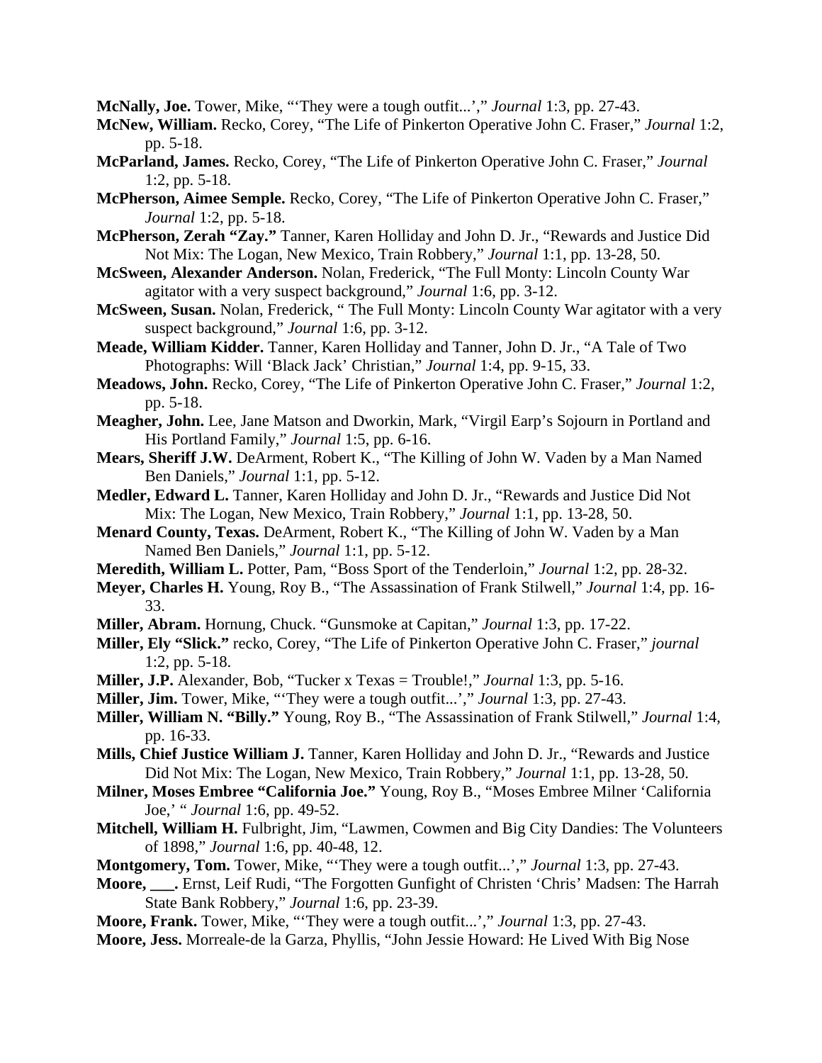**McNally, Joe.** Tower, Mike, "'They were a tough outfit...'," *Journal* 1:3, pp. 27-43.

**McNew, William.** Recko, Corey, "The Life of Pinkerton Operative John C. Fraser," *Journal* 1:2, pp. 5-18.

**McParland, James.** Recko, Corey, "The Life of Pinkerton Operative John C. Fraser," *Journal* 1:2, pp. 5-18.

**McPherson, Aimee Semple.** Recko, Corey, "The Life of Pinkerton Operative John C. Fraser," *Journal* 1:2, pp. 5-18.

**McPherson, Zerah "Zay."** Tanner, Karen Holliday and John D. Jr., "Rewards and Justice Did Not Mix: The Logan, New Mexico, Train Robbery," *Journal* 1:1, pp. 13-28, 50.

**McSween, Alexander Anderson.** Nolan, Frederick, "The Full Monty: Lincoln County War agitator with a very suspect background," *Journal* 1:6, pp. 3-12.

**McSween, Susan.** Nolan, Frederick, " The Full Monty: Lincoln County War agitator with a very suspect background," *Journal* 1:6, pp. 3-12.

**Meade, William Kidder.** Tanner, Karen Holliday and Tanner, John D. Jr., "A Tale of Two Photographs: Will 'Black Jack' Christian," *Journal* 1:4, pp. 9-15, 33.

**Meadows, John.** Recko, Corey, "The Life of Pinkerton Operative John C. Fraser," *Journal* 1:2, pp. 5-18.

**Meagher, John.** Lee, Jane Matson and Dworkin, Mark, "Virgil Earp's Sojourn in Portland and His Portland Family," *Journal* 1:5, pp. 6-16.

**Mears, Sheriff J.W.** DeArment, Robert K., "The Killing of John W. Vaden by a Man Named Ben Daniels," *Journal* 1:1, pp. 5-12.

**Medler, Edward L.** Tanner, Karen Holliday and John D. Jr., "Rewards and Justice Did Not Mix: The Logan, New Mexico, Train Robbery," *Journal* 1:1, pp. 13-28, 50.

**Menard County, Texas.** DeArment, Robert K., "The Killing of John W. Vaden by a Man Named Ben Daniels," *Journal* 1:1, pp. 5-12.

**Meredith, William L.** Potter, Pam, "Boss Sport of the Tenderloin," *Journal* 1:2, pp. 28-32.

**Meyer, Charles H.** Young, Roy B., "The Assassination of Frank Stilwell," *Journal* 1:4, pp. 16-33.

**Miller, Abram.** Hornung, Chuck. "Gunsmoke at Capitan," *Journal* 1:3, pp. 17-22.

**Miller, Ely "Slick."** recko, Corey, "The Life of Pinkerton Operative John C. Fraser," *journal* 1:2, pp. 5-18.

**Miller, J.P.** Alexander, Bob, "Tucker x Texas = Trouble!," *Journal* 1:3, pp. 5-16.

**Miller, Jim.** Tower, Mike, "'They were a tough outfit...'," *Journal* 1:3, pp. 27-43.

**Miller, William N. "Billy."** Young, Roy B., "The Assassination of Frank Stilwell," *Journal* 1:4, pp. 16-33.

**Mills, Chief Justice William J.** Tanner, Karen Holliday and John D. Jr., "Rewards and Justice Did Not Mix: The Logan, New Mexico, Train Robbery," *Journal* 1:1, pp. 13-28, 50.

**Milner, Moses Embree "California Joe."** Young, Roy B., "Moses Embree Milner 'California Joe,' " *Journal* 1:6, pp. 49-52.

**Mitchell, William H.** Fulbright, Jim, "Lawmen, Cowmen and Big City Dandies: The Volunteers of 1898," *Journal* 1:6, pp. 40-48, 12.

**Montgomery, Tom.** Tower, Mike, "'They were a tough outfit...'," *Journal* 1:3, pp. 27-43.

**Moore, \_\_\_.** Ernst, Leif Rudi, "The Forgotten Gunfight of Christen 'Chris' Madsen: The Harrah State Bank Robbery," *Journal* 1:6, pp. 23-39.

**Moore, Frank.** Tower, Mike, "'They were a tough outfit...'," *Journal* 1:3, pp. 27-43.

**Moore, Jess.** Morreale-de la Garza, Phyllis, "John Jessie Howard: He Lived With Big Nose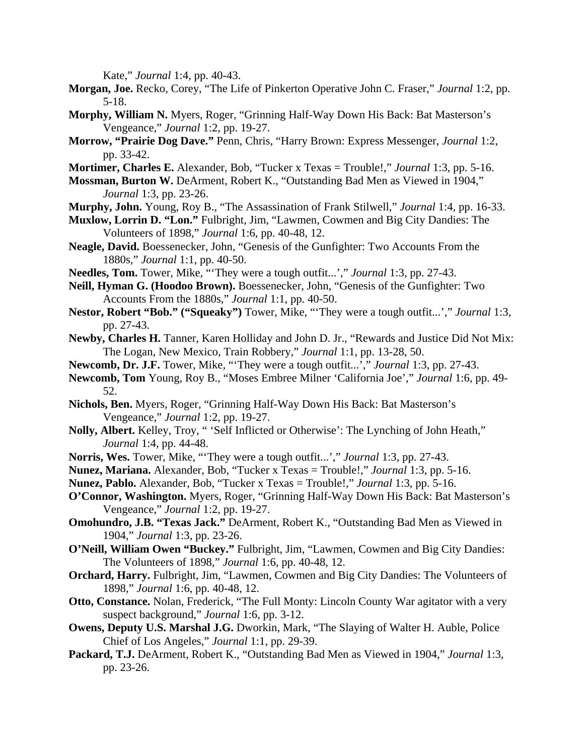Kate," *Journal* 1:4, pp. 40-43.

**Morgan, Joe.** Recko, Corey, "The Life of Pinkerton Operative John C. Fraser," *Journal* 1:2, pp. 5-18.

**Morphy, William N.** Myers, Roger, "Grinning Half-Way Down His Back: Bat Masterson's Vengeance," *Journal* 1:2, pp. 19-27.

**Morrow, "Prairie Dog Dave."** Penn, Chris, "Harry Brown: Express Messenger, *Journal* 1:2, pp. 33-42.

**Mortimer, Charles E.** Alexander, Bob, "Tucker x Texas = Trouble!," *Journal* 1:3, pp. 5-16.

**Mossman, Burton W.** DeArment, Robert K., "Outstanding Bad Men as Viewed in 1904," *Journal* 1:3, pp. 23-26.

**Murphy, John.** Young, Roy B., "The Assassination of Frank Stilwell," *Journal* 1:4, pp. 16-33.

**Muxlow, Lorrin D. "Lon."** Fulbright, Jim, "Lawmen, Cowmen and Big City Dandies: The Volunteers of 1898," *Journal* 1:6, pp. 40-48, 12.

**Neagle, David.** Boessenecker, John, "Genesis of the Gunfighter: Two Accounts From the 1880s," *Journal* 1:1, pp. 40-50.

**Needles, Tom.** Tower, Mike, "'They were a tough outfit...'," *Journal* 1:3, pp. 27-43.

**Neill, Hyman G. (Hoodoo Brown).** Boessenecker, John, "Genesis of the Gunfighter: Two Accounts From the 1880s," *Journal* 1:1, pp. 40-50.

**Nestor, Robert "Bob." ("Squeaky")** Tower, Mike, "'They were a tough outfit...'," *Journal* 1:3, pp. 27-43.

**Newby, Charles H.** Tanner, Karen Holliday and John D. Jr., "Rewards and Justice Did Not Mix: The Logan, New Mexico, Train Robbery," *Journal* 1:1, pp. 13-28, 50.

**Newcomb, Dr. J.F.** Tower, Mike, "'They were a tough outfit...'," *Journal* 1:3, pp. 27-43.

**Newcomb, Tom** Young, Roy B., "Moses Embree Milner 'California Joe'," *Journal* 1:6, pp. 49-52.

**Nichols, Ben.** Myers, Roger, "Grinning Half-Way Down His Back: Bat Masterson's Vengeance," *Journal* 1:2, pp. 19-27.

**Nolly, Albert.** Kelley, Troy, " 'Self Inflicted or Otherwise': The Lynching of John Heath," *Journal* 1:4, pp. 44-48.

**Norris, Wes.** Tower, Mike, "'They were a tough outfit...'," *Journal* 1:3, pp. 27-43.

**Nunez, Mariana.** Alexander, Bob, "Tucker x Texas = Trouble!," *Journal* 1:3, pp. 5-16.

**Nunez, Pablo.** Alexander, Bob, "Tucker x Texas = Trouble!," *Journal* 1:3, pp. 5-16.

**O'Connor, Washington.** Myers, Roger, "Grinning Half-Way Down His Back: Bat Masterson's Vengeance," *Journal* 1:2, pp. 19-27.

**Omohundro, J.B. "Texas Jack."** DeArment, Robert K., "Outstanding Bad Men as Viewed in 1904," *Journal* 1:3, pp. 23-26.

**O'Neill, William Owen "Buckey."** Fulbright, Jim, "Lawmen, Cowmen and Big City Dandies: The Volunteers of 1898," *Journal* 1:6, pp. 40-48, 12.

**Orchard, Harry.** Fulbright, Jim, "Lawmen, Cowmen and Big City Dandies: The Volunteers of 1898," *Journal* 1:6, pp. 40-48, 12.

**Otto, Constance.** Nolan, Frederick, "The Full Monty: Lincoln County War agitator with a very suspect background," *Journal* 1:6, pp. 3-12.

**Owens, Deputy U.S. Marshal J.G.** Dworkin, Mark, "The Slaying of Walter H. Auble, Police Chief of Los Angeles," *Journal* 1:1, pp. 29-39.

**Packard, T.J.** DeArment, Robert K., "Outstanding Bad Men as Viewed in 1904," *Journal* 1:3, pp. 23-26.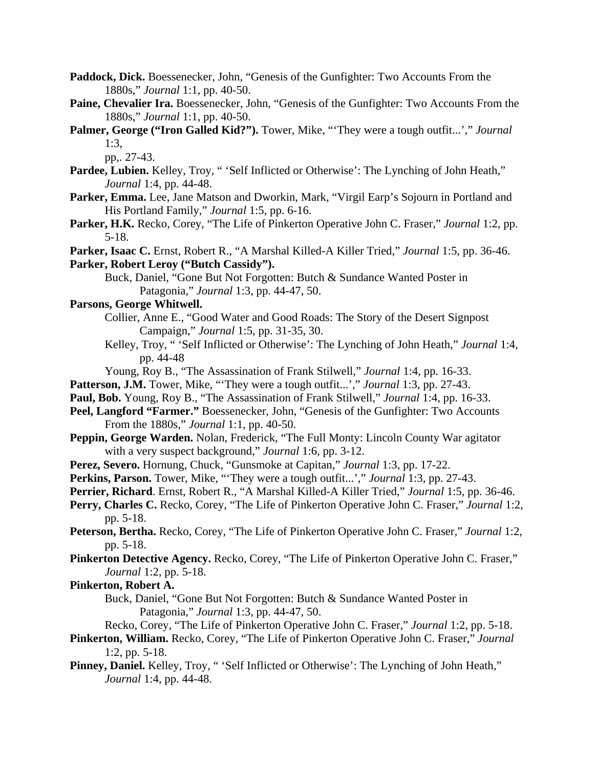**Paddock, Dick.** Boessenecker, John, "Genesis of the Gunfighter: Two Accounts From the 1880s," *Journal* 1:1, pp. 40-50.

**Paine, Chevalier Ira.** Boessenecker, John, "Genesis of the Gunfighter: Two Accounts From the 1880s," *Journal* 1:1, pp. 40-50.

**Palmer, George ("Iron Galled Kid?").** Tower, Mike, "'They were a tough outfit...'," *Journal* 1:3,
pp,. 27-43.

**Pardee, Lubien.** Kelley, Troy, " 'Self Inflicted or Otherwise': The Lynching of John Heath," *Journal* 1:4, pp. 44-48.

**Parker, Emma.** Lee, Jane Matson and Dworkin, Mark, "Virgil Earp's Sojourn in Portland and His Portland Family," *Journal* 1:5, pp. 6-16.

**Parker, H.K.** Recko, Corey, "The Life of Pinkerton Operative John C. Fraser," *Journal* 1:2, pp. 5-18.

**Parker, Isaac C.** Ernst, Robert R., "A Marshal Killed-A Killer Tried," *Journal* 1:5, pp. 36-46.

**Parker, Robert Leroy ("Butch Cassidy").**

Buck, Daniel, "Gone But Not Forgotten: Butch & Sundance Wanted Poster in Patagonia," *Journal* 1:3, pp. 44-47, 50.

**Parsons, George Whitwell.**

Collier, Anne E., "Good Water and Good Roads: The Story of the Desert Signpost Campaign," *Journal* 1:5, pp. 31-35, 30.

Kelley, Troy, " 'Self Inflicted or Otherwise': The Lynching of John Heath," *Journal* 1:4, pp. 44-48

Young, Roy B., "The Assassination of Frank Stilwell," *Journal* 1:4, pp. 16-33.

**Patterson, J.M.** Tower, Mike, "'They were a tough outfit...'," *Journal* 1:3, pp. 27-43.

**Paul, Bob.** Young, Roy B., "The Assassination of Frank Stilwell," *Journal* 1:4, pp. 16-33.

**Peel, Langford "Farmer."** Boessenecker, John, "Genesis of the Gunfighter: Two Accounts From the 1880s," *Journal* 1:1, pp. 40-50.

**Peppin, George Warden.** Nolan, Frederick, "The Full Monty: Lincoln County War agitator with a very suspect background," *Journal* 1:6, pp. 3-12.

**Perez, Severo.** Hornung, Chuck, "Gunsmoke at Capitan," *Journal* 1:3, pp. 17-22.

**Perkins, Parson.** Tower, Mike, "'They were a tough outfit...'," *Journal* 1:3, pp. 27-43.

**Perrier, Richard**. Ernst, Robert R., "A Marshal Killed-A Killer Tried," *Journal* 1:5, pp. 36-46.

**Perry, Charles C.** Recko, Corey, "The Life of Pinkerton Operative John C. Fraser," *Journal* 1:2, pp. 5-18.

**Peterson, Bertha.** Recko, Corey, "The Life of Pinkerton Operative John C. Fraser," *Journal* 1:2, pp. 5-18.

**Pinkerton Detective Agency.** Recko, Corey, "The Life of Pinkerton Operative John C. Fraser," *Journal* 1:2, pp. 5-18.

**Pinkerton, Robert A.**

Buck, Daniel, "Gone But Not Forgotten: Butch & Sundance Wanted Poster in Patagonia," *Journal* 1:3, pp. 44-47, 50.

Recko, Corey, "The Life of Pinkerton Operative John C. Fraser," *Journal* 1:2, pp. 5-18.

**Pinkerton, William.** Recko, Corey, "The Life of Pinkerton Operative John C. Fraser," *Journal* 1:2, pp. 5-18.

**Pinney, Daniel.** Kelley, Troy, " 'Self Inflicted or Otherwise': The Lynching of John Heath," *Journal* 1:4, pp. 44-48.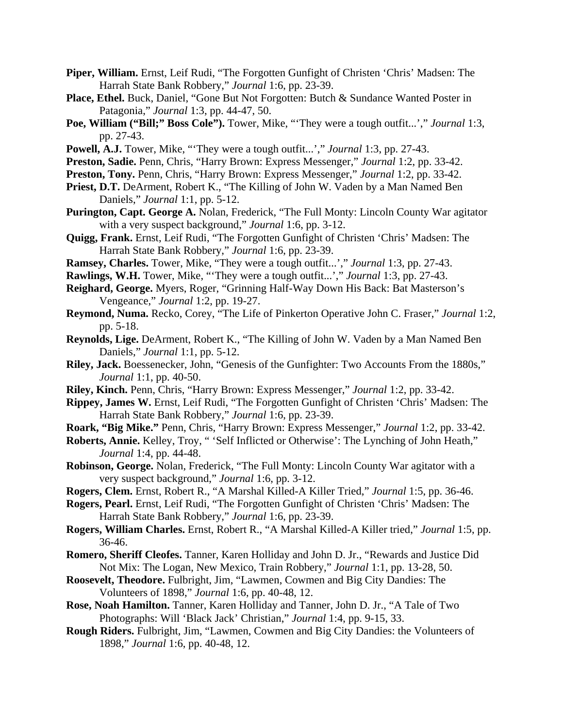**Piper, William.** Ernst, Leif Rudi, "The Forgotten Gunfight of Christen 'Chris' Madsen: The Harrah State Bank Robbery," *Journal* 1:6, pp. 23-39.

**Place, Ethel.** Buck, Daniel, "Gone But Not Forgotten: Butch & Sundance Wanted Poster in Patagonia," *Journal* 1:3, pp. 44-47, 50.

**Poe, William ("Bill;" Boss Cole").** Tower, Mike, "'They were a tough outfit...'," *Journal* 1:3, pp. 27-43.

**Powell, A.J.** Tower, Mike, "'They were a tough outfit...'," *Journal* 1:3, pp. 27-43.

**Preston, Sadie.** Penn, Chris, "Harry Brown: Express Messenger," *Journal* 1:2, pp. 33-42.

**Preston, Tony.** Penn, Chris, "Harry Brown: Express Messenger," *Journal* 1:2, pp. 33-42.

**Priest, D.T.** DeArment, Robert K., "The Killing of John W. Vaden by a Man Named Ben Daniels," *Journal* 1:1, pp. 5-12.

**Purington, Capt. George A.** Nolan, Frederick, "The Full Monty: Lincoln County War agitator with a very suspect background," *Journal* 1:6, pp. 3-12.

**Quigg, Frank.** Ernst, Leif Rudi, "The Forgotten Gunfight of Christen 'Chris' Madsen: The Harrah State Bank Robbery," *Journal* 1:6, pp. 23-39.

**Ramsey, Charles.** Tower, Mike, "They were a tough outfit...'," *Journal* 1:3, pp. 27-43.

**Rawlings, W.H.** Tower, Mike, "'They were a tough outfit...'," *Journal* 1:3, pp. 27-43.

**Reighard, George.** Myers, Roger, "Grinning Half-Way Down His Back: Bat Masterson's Vengeance," *Journal* 1:2, pp. 19-27.

**Reymond, Numa.** Recko, Corey, "The Life of Pinkerton Operative John C. Fraser," *Journal* 1:2, pp. 5-18.

**Reynolds, Lige.** DeArment, Robert K., "The Killing of John W. Vaden by a Man Named Ben Daniels," *Journal* 1:1, pp. 5-12.

**Riley, Jack.** Boessenecker, John, "Genesis of the Gunfighter: Two Accounts From the 1880s," *Journal* 1:1, pp. 40-50.

**Riley, Kinch.** Penn, Chris, "Harry Brown: Express Messenger," *Journal* 1:2, pp. 33-42.

**Rippey, James W.** Ernst, Leif Rudi, "The Forgotten Gunfight of Christen 'Chris' Madsen: The Harrah State Bank Robbery," *Journal* 1:6, pp. 23-39.

**Roark, "Big Mike."** Penn, Chris, "Harry Brown: Express Messenger," *Journal* 1:2, pp. 33-42.

**Roberts, Annie.** Kelley, Troy, " 'Self Inflicted or Otherwise': The Lynching of John Heath," *Journal* 1:4, pp. 44-48.

**Robinson, George.** Nolan, Frederick, "The Full Monty: Lincoln County War agitator with a very suspect background," *Journal* 1:6, pp. 3-12.

**Rogers, Clem.** Ernst, Robert R., "A Marshal Killed-A Killer Tried," *Journal* 1:5, pp. 36-46.

**Rogers, Pearl.** Ernst, Leif Rudi, "The Forgotten Gunfight of Christen 'Chris' Madsen: The Harrah State Bank Robbery," *Journal* 1:6, pp. 23-39.

**Rogers, William Charles.** Ernst, Robert R., "A Marshal Killed-A Killer tried," *Journal* 1:5, pp. 36-46.

**Romero, Sheriff Cleofes.** Tanner, Karen Holliday and John D. Jr., "Rewards and Justice Did Not Mix: The Logan, New Mexico, Train Robbery," *Journal* 1:1, pp. 13-28, 50.

**Roosevelt, Theodore.** Fulbright, Jim, "Lawmen, Cowmen and Big City Dandies: The Volunteers of 1898," *Journal* 1:6, pp. 40-48, 12.

**Rose, Noah Hamilton.** Tanner, Karen Holliday and Tanner, John D. Jr., "A Tale of Two Photographs: Will 'Black Jack' Christian," *Journal* 1:4, pp. 9-15, 33.

**Rough Riders.** Fulbright, Jim, "Lawmen, Cowmen and Big City Dandies: the Volunteers of 1898," *Journal* 1:6, pp. 40-48, 12.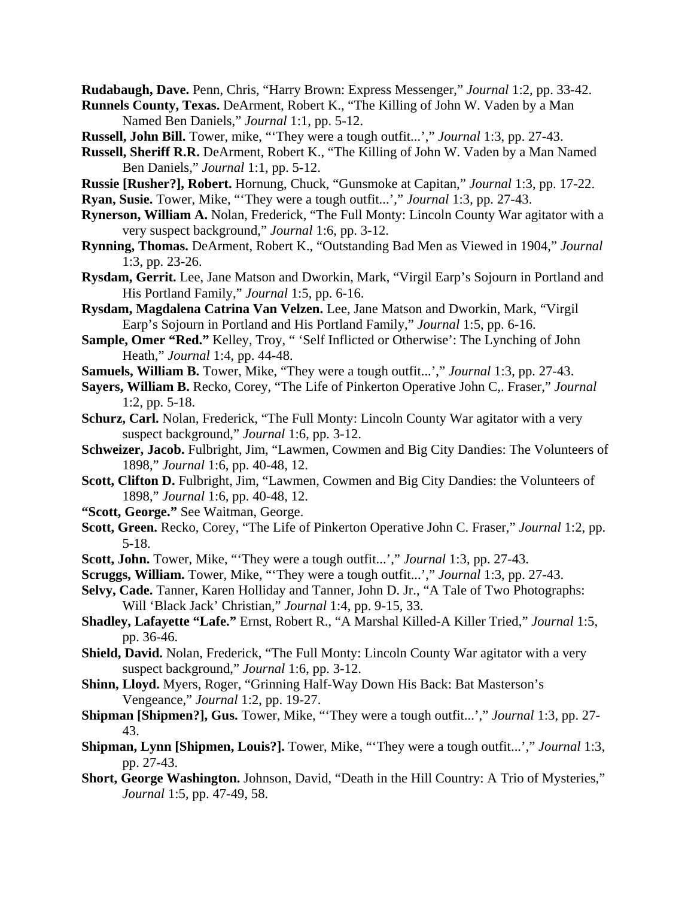**Rudabaugh, Dave.** Penn, Chris, "Harry Brown: Express Messenger," *Journal* 1:2, pp. 33-42.

**Runnels County, Texas.** DeArment, Robert K., "The Killing of John W. Vaden by a Man Named Ben Daniels," *Journal* 1:1, pp. 5-12.

**Russell, John Bill.** Tower, mike, "'They were a tough outfit...'," *Journal* 1:3, pp. 27-43.

**Russell, Sheriff R.R.** DeArment, Robert K., "The Killing of John W. Vaden by a Man Named Ben Daniels," *Journal* 1:1, pp. 5-12.

**Russie [Rusher?], Robert.** Hornung, Chuck, "Gunsmoke at Capitan," *Journal* 1:3, pp. 17-22.

**Ryan, Susie.** Tower, Mike, "'They were a tough outfit...'," *Journal* 1:3, pp. 27-43.

**Rynerson, William A.** Nolan, Frederick, "The Full Monty: Lincoln County War agitator with a very suspect background," *Journal* 1:6, pp. 3-12.

**Rynning, Thomas.** DeArment, Robert K., "Outstanding Bad Men as Viewed in 1904," *Journal* 1:3, pp. 23-26.

**Rysdam, Gerrit.** Lee, Jane Matson and Dworkin, Mark, "Virgil Earp's Sojourn in Portland and His Portland Family," *Journal* 1:5, pp. 6-16.

**Rysdam, Magdalena Catrina Van Velzen.** Lee, Jane Matson and Dworkin, Mark, "Virgil Earp's Sojourn in Portland and His Portland Family," *Journal* 1:5, pp. 6-16.

**Sample, Omer "Red."** Kelley, Troy, " 'Self Inflicted or Otherwise': The Lynching of John Heath," *Journal* 1:4, pp. 44-48.

**Samuels, William B.** Tower, Mike, "They were a tough outfit...'," *Journal* 1:3, pp. 27-43.

**Sayers, William B.** Recko, Corey, "The Life of Pinkerton Operative John C,. Fraser," *Journal* 1:2, pp. 5-18.

**Schurz, Carl.** Nolan, Frederick, "The Full Monty: Lincoln County War agitator with a very suspect background," *Journal* 1:6, pp. 3-12.

**Schweizer, Jacob.** Fulbright, Jim, "Lawmen, Cowmen and Big City Dandies: The Volunteers of 1898," *Journal* 1:6, pp. 40-48, 12.

**Scott, Clifton D.** Fulbright, Jim, "Lawmen, Cowmen and Big City Dandies: the Volunteers of 1898," *Journal* 1:6, pp. 40-48, 12.

**"Scott, George."** See Waitman, George.

**Scott, Green.** Recko, Corey, "The Life of Pinkerton Operative John C. Fraser," *Journal* 1:2, pp. 5-18.

**Scott, John.** Tower, Mike, "'They were a tough outfit...'," *Journal* 1:3, pp. 27-43.

**Scruggs, William.** Tower, Mike, "'They were a tough outfit...'," *Journal* 1:3, pp. 27-43.

**Selvy, Cade.** Tanner, Karen Holliday and Tanner, John D. Jr., "A Tale of Two Photographs: Will 'Black Jack' Christian," *Journal* 1:4, pp. 9-15, 33.

**Shadley, Lafayette "Lafe."** Ernst, Robert R., "A Marshal Killed-A Killer Tried," *Journal* 1:5, pp. 36-46.

**Shield, David.** Nolan, Frederick, "The Full Monty: Lincoln County War agitator with a very suspect background," *Journal* 1:6, pp. 3-12.

**Shinn, Lloyd.** Myers, Roger, "Grinning Half-Way Down His Back: Bat Masterson's Vengeance," *Journal* 1:2, pp. 19-27.

**Shipman [Shipmen?], Gus.** Tower, Mike, "'They were a tough outfit...'," *Journal* 1:3, pp. 27-43.

**Shipman, Lynn [Shipmen, Louis?].** Tower, Mike, "'They were a tough outfit...'," *Journal* 1:3, pp. 27-43.

**Short, George Washington.** Johnson, David, "Death in the Hill Country: A Trio of Mysteries," *Journal* 1:5, pp. 47-49, 58.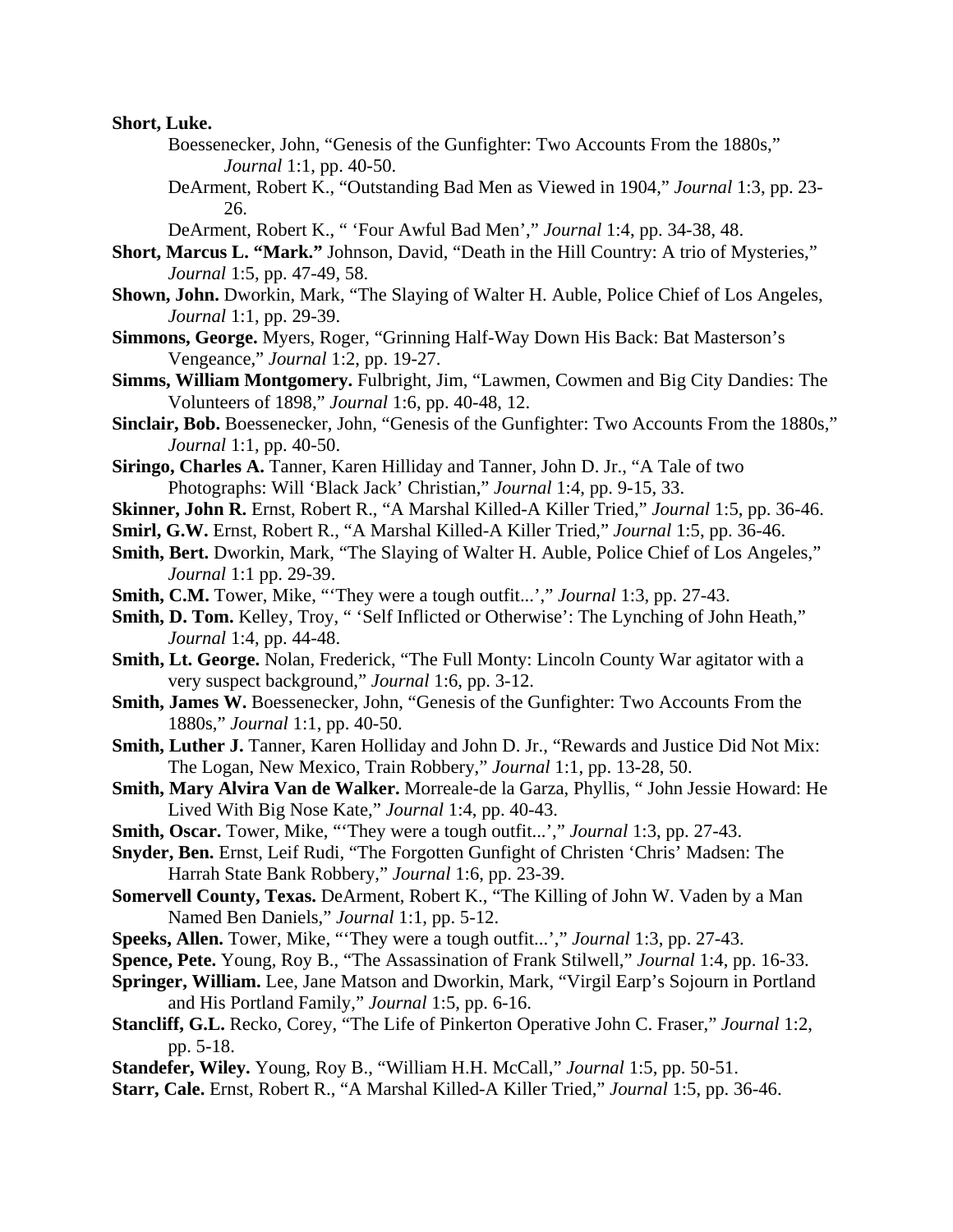**Short, Luke.**

Boessenecker, John, "Genesis of the Gunfighter: Two Accounts From the 1880s," *Journal* 1:1, pp. 40-50.

DeArment, Robert K., "Outstanding Bad Men as Viewed in 1904," *Journal* 1:3, pp. 23-26.

DeArment, Robert K., " 'Four Awful Bad Men'," *Journal* 1:4, pp. 34-38, 48.

**Short, Marcus L. "Mark."** Johnson, David, "Death in the Hill Country: A trio of Mysteries," *Journal* 1:5, pp. 47-49, 58.

**Shown, John.** Dworkin, Mark, "The Slaying of Walter H. Auble, Police Chief of Los Angeles, *Journal* 1:1, pp. 29-39.

**Simmons, George.** Myers, Roger, "Grinning Half-Way Down His Back: Bat Masterson's Vengeance," *Journal* 1:2, pp. 19-27.

**Simms, William Montgomery.** Fulbright, Jim, "Lawmen, Cowmen and Big City Dandies: The Volunteers of 1898," *Journal* 1:6, pp. 40-48, 12.

**Sinclair, Bob.** Boessenecker, John, "Genesis of the Gunfighter: Two Accounts From the 1880s," *Journal* 1:1, pp. 40-50.

**Siringo, Charles A.** Tanner, Karen Hilliday and Tanner, John D. Jr., "A Tale of two Photographs: Will 'Black Jack' Christian," *Journal* 1:4, pp. 9-15, 33.

**Skinner, John R.** Ernst, Robert R., "A Marshal Killed-A Killer Tried," *Journal* 1:5, pp. 36-46.

**Smirl, G.W.** Ernst, Robert R., "A Marshal Killed-A Killer Tried," *Journal* 1:5, pp. 36-46.

**Smith, Bert.** Dworkin, Mark, "The Slaying of Walter H. Auble, Police Chief of Los Angeles," *Journal* 1:1 pp. 29-39.

**Smith, C.M.** Tower, Mike, "'They were a tough outfit...'," *Journal* 1:3, pp. 27-43.

**Smith, D. Tom.** Kelley, Troy, " 'Self Inflicted or Otherwise': The Lynching of John Heath," *Journal* 1:4, pp. 44-48.

**Smith, Lt. George.** Nolan, Frederick, "The Full Monty: Lincoln County War agitator with a very suspect background," *Journal* 1:6, pp. 3-12.

**Smith, James W.** Boessenecker, John, "Genesis of the Gunfighter: Two Accounts From the 1880s," *Journal* 1:1, pp. 40-50.

**Smith, Luther J.** Tanner, Karen Holliday and John D. Jr., "Rewards and Justice Did Not Mix: The Logan, New Mexico, Train Robbery," *Journal* 1:1, pp. 13-28, 50.

**Smith, Mary Alvira Van de Walker.** Morreale-de la Garza, Phyllis, " John Jessie Howard: He Lived With Big Nose Kate," *Journal* 1:4, pp. 40-43.

**Smith, Oscar.** Tower, Mike, "'They were a tough outfit...'," *Journal* 1:3, pp. 27-43.

**Snyder, Ben.** Ernst, Leif Rudi, "The Forgotten Gunfight of Christen 'Chris' Madsen: The Harrah State Bank Robbery," *Journal* 1:6, pp. 23-39.

**Somervell County, Texas.** DeArment, Robert K., "The Killing of John W. Vaden by a Man Named Ben Daniels," *Journal* 1:1, pp. 5-12.

**Speeks, Allen.** Tower, Mike, "'They were a tough outfit...'," *Journal* 1:3, pp. 27-43.

**Spence, Pete.** Young, Roy B., "The Assassination of Frank Stilwell," *Journal* 1:4, pp. 16-33.

**Springer, William.** Lee, Jane Matson and Dworkin, Mark, "Virgil Earp's Sojourn in Portland and His Portland Family," *Journal* 1:5, pp. 6-16.

**Stancliff, G.L.** Recko, Corey, "The Life of Pinkerton Operative John C. Fraser," *Journal* 1:2, pp. 5-18.

**Standefer, Wiley.** Young, Roy B., "William H.H. McCall," *Journal* 1:5, pp. 50-51.

**Starr, Cale.** Ernst, Robert R., "A Marshal Killed-A Killer Tried," *Journal* 1:5, pp. 36-46.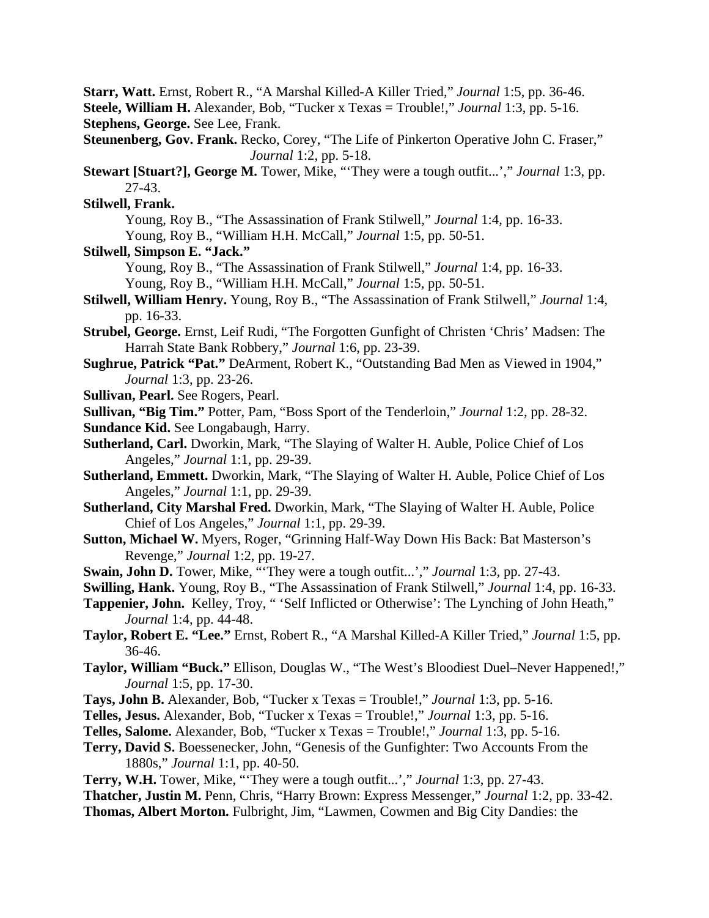**Starr, Watt.** Ernst, Robert R., "A Marshal Killed-A Killer Tried," *Journal* 1:5, pp. 36-46.

**Steele, William H.** Alexander, Bob, "Tucker x Texas = Trouble!," *Journal* 1:3, pp. 5-16.

**Stephens, George.** See Lee, Frank.

**Steunenberg, Gov. Frank.** Recko, Corey, "The Life of Pinkerton Operative John C. Fraser," *Journal* 1:2, pp. 5-18.

**Stewart [Stuart?], George M.** Tower, Mike, "'They were a tough outfit...'," *Journal* 1:3, pp. 27-43.

**Stilwell, Frank.**
- Young, Roy B., "The Assassination of Frank Stilwell," *Journal* 1:4, pp. 16-33.
- Young, Roy B., "William H.H. McCall," *Journal* 1:5, pp. 50-51.

**Stilwell, Simpson E. "Jack."**
- Young, Roy B., "The Assassination of Frank Stilwell," *Journal* 1:4, pp. 16-33.
- Young, Roy B., "William H.H. McCall," *Journal* 1:5, pp. 50-51.

**Stilwell, William Henry.** Young, Roy B., "The Assassination of Frank Stilwell," *Journal* 1:4, pp. 16-33.

**Strubel, George.** Ernst, Leif Rudi, "The Forgotten Gunfight of Christen 'Chris' Madsen: The Harrah State Bank Robbery," *Journal* 1:6, pp. 23-39.

**Sughrue, Patrick "Pat."** DeArment, Robert K., "Outstanding Bad Men as Viewed in 1904," *Journal* 1:3, pp. 23-26.

**Sullivan, Pearl.** See Rogers, Pearl.

**Sullivan, "Big Tim."** Potter, Pam, "Boss Sport of the Tenderloin," *Journal* 1:2, pp. 28-32.

**Sundance Kid.** See Longabaugh, Harry.

**Sutherland, Carl.** Dworkin, Mark, "The Slaying of Walter H. Auble, Police Chief of Los Angeles," *Journal* 1:1, pp. 29-39.

**Sutherland, Emmett.** Dworkin, Mark, "The Slaying of Walter H. Auble, Police Chief of Los Angeles," *Journal* 1:1, pp. 29-39.

**Sutherland, City Marshal Fred.** Dworkin, Mark, "The Slaying of Walter H. Auble, Police Chief of Los Angeles," *Journal* 1:1, pp. 29-39.

**Sutton, Michael W.** Myers, Roger, "Grinning Half-Way Down His Back: Bat Masterson's Revenge," *Journal* 1:2, pp. 19-27.

**Swain, John D.** Tower, Mike, "'They were a tough outfit...'," *Journal* 1:3, pp. 27-43.

**Swilling, Hank.** Young, Roy B., "The Assassination of Frank Stilwell," *Journal* 1:4, pp. 16-33.

**Tappenier, John.** Kelley, Troy, " 'Self Inflicted or Otherwise': The Lynching of John Heath," *Journal* 1:4, pp. 44-48.

**Taylor, Robert E. "Lee."** Ernst, Robert R., "A Marshal Killed-A Killer Tried," *Journal* 1:5, pp. 36-46.

**Taylor, William "Buck."** Ellison, Douglas W., "The West's Bloodiest Duel–Never Happened!," *Journal* 1:5, pp. 17-30.

**Tays, John B.** Alexander, Bob, "Tucker x Texas = Trouble!," *Journal* 1:3, pp. 5-16.

**Telles, Jesus.** Alexander, Bob, "Tucker x Texas = Trouble!," *Journal* 1:3, pp. 5-16.

**Telles, Salome.** Alexander, Bob, "Tucker x Texas = Trouble!," *Journal* 1:3, pp. 5-16.

**Terry, David S.** Boessenecker, John, "Genesis of the Gunfighter: Two Accounts From the 1880s," *Journal* 1:1, pp. 40-50.

**Terry, W.H.** Tower, Mike, "'They were a tough outfit...'," *Journal* 1:3, pp. 27-43.

**Thatcher, Justin M.** Penn, Chris, "Harry Brown: Express Messenger," *Journal* 1:2, pp. 33-42.

**Thomas, Albert Morton.** Fulbright, Jim, "Lawmen, Cowmen and Big City Dandies: the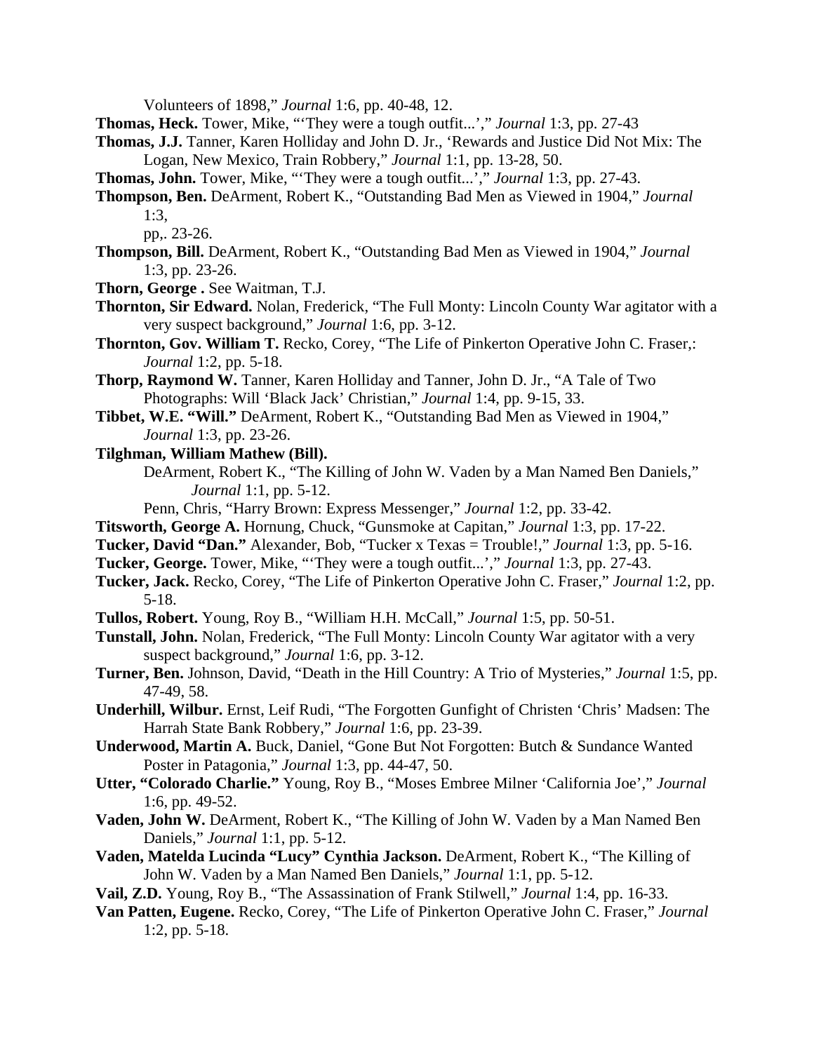Volunteers of 1898," *Journal* 1:6, pp. 40-48, 12.

**Thomas, Heck.** Tower, Mike, "'They were a tough outfit...'," *Journal* 1:3, pp. 27-43

**Thomas, J.J.** Tanner, Karen Holliday and John D. Jr., 'Rewards and Justice Did Not Mix: The Logan, New Mexico, Train Robbery," *Journal* 1:1, pp. 13-28, 50.

**Thomas, John.** Tower, Mike, "'They were a tough outfit...'," *Journal* 1:3, pp. 27-43.

**Thompson, Ben.** DeArment, Robert K., "Outstanding Bad Men as Viewed in 1904," *Journal* 1:3, pp,. 23-26.

**Thompson, Bill.** DeArment, Robert K., "Outstanding Bad Men as Viewed in 1904," *Journal* 1:3, pp. 23-26.

**Thorn, George .** See Waitman, T.J.

**Thornton, Sir Edward.** Nolan, Frederick, "The Full Monty: Lincoln County War agitator with a very suspect background," *Journal* 1:6, pp. 3-12.

**Thornton, Gov. William T.** Recko, Corey, "The Life of Pinkerton Operative John C. Fraser,: *Journal* 1:2, pp. 5-18.

**Thorp, Raymond W.** Tanner, Karen Holliday and Tanner, John D. Jr., "A Tale of Two Photographs: Will 'Black Jack' Christian," *Journal* 1:4, pp. 9-15, 33.

**Tibbet, W.E. "Will."** DeArment, Robert K., "Outstanding Bad Men as Viewed in 1904," *Journal* 1:3, pp. 23-26.

**Tilghman, William Mathew (Bill).**
DeArment, Robert K., "The Killing of John W. Vaden by a Man Named Ben Daniels," *Journal* 1:1, pp. 5-12.
Penn, Chris, "Harry Brown: Express Messenger," *Journal* 1:2, pp. 33-42.

**Titsworth, George A.** Hornung, Chuck, "Gunsmoke at Capitan," *Journal* 1:3, pp. 17-22.

**Tucker, David "Dan."** Alexander, Bob, "Tucker x Texas = Trouble!," *Journal* 1:3, pp. 5-16.

**Tucker, George.** Tower, Mike, "'They were a tough outfit...'," *Journal* 1:3, pp. 27-43.

**Tucker, Jack.** Recko, Corey, "The Life of Pinkerton Operative John C. Fraser," *Journal* 1:2, pp. 5-18.

**Tullos, Robert.** Young, Roy B., "William H.H. McCall," *Journal* 1:5, pp. 50-51.

**Tunstall, John.** Nolan, Frederick, "The Full Monty: Lincoln County War agitator with a very suspect background," *Journal* 1:6, pp. 3-12.

**Turner, Ben.** Johnson, David, "Death in the Hill Country: A Trio of Mysteries," *Journal* 1:5, pp. 47-49, 58.

**Underhill, Wilbur.** Ernst, Leif Rudi, "The Forgotten Gunfight of Christen 'Chris' Madsen: The Harrah State Bank Robbery," *Journal* 1:6, pp. 23-39.

**Underwood, Martin A.** Buck, Daniel, "Gone But Not Forgotten: Butch & Sundance Wanted Poster in Patagonia," *Journal* 1:3, pp. 44-47, 50.

**Utter, "Colorado Charlie."** Young, Roy B., "Moses Embree Milner 'California Joe'," *Journal* 1:6, pp. 49-52.

**Vaden, John W.** DeArment, Robert K., "The Killing of John W. Vaden by a Man Named Ben Daniels," *Journal* 1:1, pp. 5-12.

**Vaden, Matelda Lucinda "Lucy" Cynthia Jackson.** DeArment, Robert K., "The Killing of John W. Vaden by a Man Named Ben Daniels," *Journal* 1:1, pp. 5-12.

**Vail, Z.D.** Young, Roy B., "The Assassination of Frank Stilwell," *Journal* 1:4, pp. 16-33.

**Van Patten, Eugene.** Recko, Corey, "The Life of Pinkerton Operative John C. Fraser," *Journal* 1:2, pp. 5-18.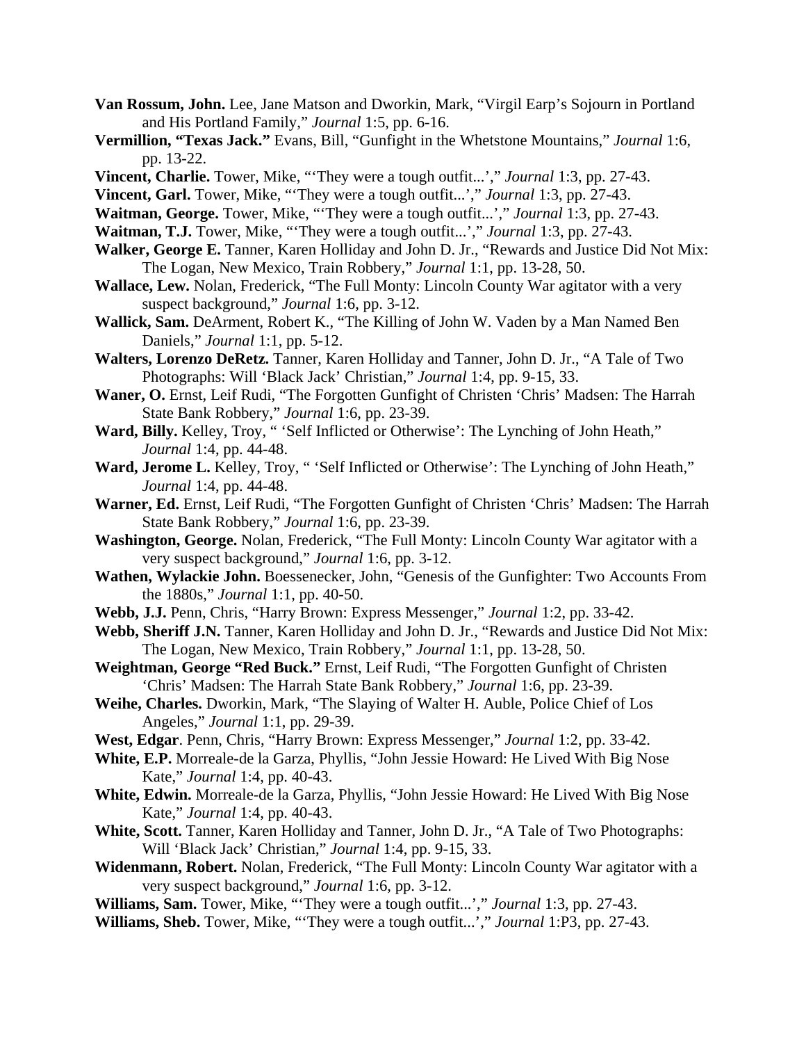**Van Rossum, John.** Lee, Jane Matson and Dworkin, Mark, "Virgil Earp's Sojourn in Portland and His Portland Family," *Journal* 1:5, pp. 6-16.

**Vermillion, "Texas Jack."** Evans, Bill, "Gunfight in the Whetstone Mountains," *Journal* 1:6, pp. 13-22.

**Vincent, Charlie.** Tower, Mike, "'They were a tough outfit...'," *Journal* 1:3, pp. 27-43.

**Vincent, Garl.** Tower, Mike, "'They were a tough outfit...'," *Journal* 1:3, pp. 27-43.

**Waitman, George.** Tower, Mike, "'They were a tough outfit...'," *Journal* 1:3, pp. 27-43.

**Waitman, T.J.** Tower, Mike, "'They were a tough outfit...'," *Journal* 1:3, pp. 27-43.

**Walker, George E.** Tanner, Karen Holliday and John D. Jr., "Rewards and Justice Did Not Mix: The Logan, New Mexico, Train Robbery," *Journal* 1:1, pp. 13-28, 50.

**Wallace, Lew.** Nolan, Frederick, "The Full Monty: Lincoln County War agitator with a very suspect background," *Journal* 1:6, pp. 3-12.

**Wallick, Sam.** DeArment, Robert K., "The Killing of John W. Vaden by a Man Named Ben Daniels," *Journal* 1:1, pp. 5-12.

**Walters, Lorenzo DeRetz.** Tanner, Karen Holliday and Tanner, John D. Jr., "A Tale of Two Photographs: Will 'Black Jack' Christian," *Journal* 1:4, pp. 9-15, 33.

**Waner, O.** Ernst, Leif Rudi, "The Forgotten Gunfight of Christen 'Chris' Madsen: The Harrah State Bank Robbery," *Journal* 1:6, pp. 23-39.

**Ward, Billy.** Kelley, Troy, " 'Self Inflicted or Otherwise': The Lynching of John Heath," *Journal* 1:4, pp. 44-48.

**Ward, Jerome L.** Kelley, Troy, " 'Self Inflicted or Otherwise': The Lynching of John Heath," *Journal* 1:4, pp. 44-48.

**Warner, Ed.** Ernst, Leif Rudi, "The Forgotten Gunfight of Christen 'Chris' Madsen: The Harrah State Bank Robbery," *Journal* 1:6, pp. 23-39.

**Washington, George.** Nolan, Frederick, "The Full Monty: Lincoln County War agitator with a very suspect background," *Journal* 1:6, pp. 3-12.

**Wathen, Wylackie John.** Boessenecker, John, "Genesis of the Gunfighter: Two Accounts From the 1880s," *Journal* 1:1, pp. 40-50.

**Webb, J.J.** Penn, Chris, "Harry Brown: Express Messenger," *Journal* 1:2, pp. 33-42.

**Webb, Sheriff J.N.** Tanner, Karen Holliday and John D. Jr., "Rewards and Justice Did Not Mix: The Logan, New Mexico, Train Robbery," *Journal* 1:1, pp. 13-28, 50.

**Weightman, George "Red Buck."** Ernst, Leif Rudi, "The Forgotten Gunfight of Christen 'Chris' Madsen: The Harrah State Bank Robbery," *Journal* 1:6, pp. 23-39.

**Weihe, Charles.** Dworkin, Mark, "The Slaying of Walter H. Auble, Police Chief of Los Angeles," *Journal* 1:1, pp. 29-39.

**West, Edgar**. Penn, Chris, "Harry Brown: Express Messenger," *Journal* 1:2, pp. 33-42.

**White, E.P.** Morreale-de la Garza, Phyllis, "John Jessie Howard: He Lived With Big Nose Kate," *Journal* 1:4, pp. 40-43.

**White, Edwin.** Morreale-de la Garza, Phyllis, "John Jessie Howard: He Lived With Big Nose Kate," *Journal* 1:4, pp. 40-43.

**White, Scott.** Tanner, Karen Holliday and Tanner, John D. Jr., "A Tale of Two Photographs: Will 'Black Jack' Christian," *Journal* 1:4, pp. 9-15, 33.

**Widenmann, Robert.** Nolan, Frederick, "The Full Monty: Lincoln County War agitator with a very suspect background," *Journal* 1:6, pp. 3-12.

**Williams, Sam.** Tower, Mike, "'They were a tough outfit...'," *Journal* 1:3, pp. 27-43.

**Williams, Sheb.** Tower, Mike, "'They were a tough outfit...'," *Journal* 1:P3, pp. 27-43.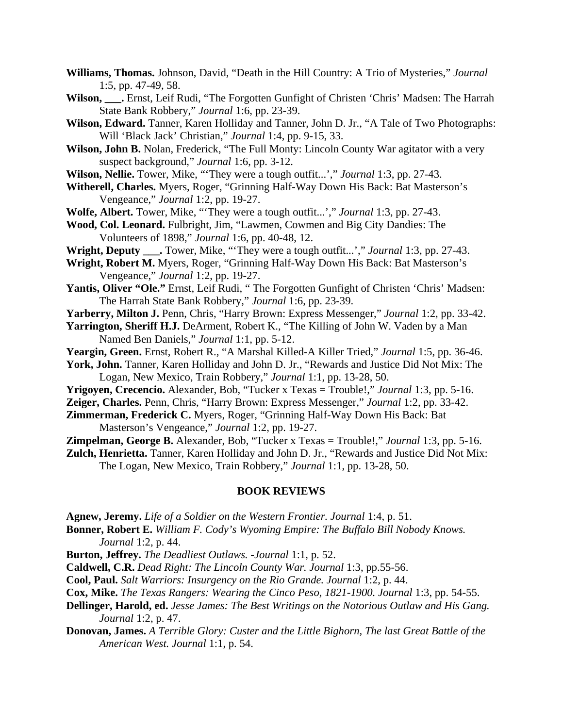**Williams, Thomas.** Johnson, David, “Death in the Hill Country: A Trio of Mysteries,” *Journal* 1:5, pp. 47-49, 58.

**Wilson, ___.** Ernst, Leif Rudi, “The Forgotten Gunfight of Christen ‘Chris’ Madsen: The Harrah State Bank Robbery,” *Journal* 1:6, pp. 23-39.

**Wilson, Edward.** Tanner, Karen Holliday and Tanner, John D. Jr., “A Tale of Two Photographs: Will ‘Black Jack’ Christian,” *Journal* 1:4, pp. 9-15, 33.

**Wilson, John B.** Nolan, Frederick, “The Full Monty: Lincoln County War agitator with a very suspect background,” *Journal* 1:6, pp. 3-12.

**Wilson, Nellie.** Tower, Mike, “‘They were a tough outfit...’,” *Journal* 1:3, pp. 27-43.

**Witherell, Charles.** Myers, Roger, “Grinning Half-Way Down His Back: Bat Masterson’s Vengeance,” *Journal* 1:2, pp. 19-27.

**Wolfe, Albert.** Tower, Mike, “‘They were a tough outfit...’,” *Journal* 1:3, pp. 27-43.

**Wood, Col. Leonard.** Fulbright, Jim, “Lawmen, Cowmen and Big City Dandies: The Volunteers of 1898,” *Journal* 1:6, pp. 40-48, 12.

**Wright, Deputy ___.** Tower, Mike, “‘They were a tough outfit...’,” *Journal* 1:3, pp. 27-43.

**Wright, Robert M.** Myers, Roger, “Grinning Half-Way Down His Back: Bat Masterson’s Vengeance,” *Journal* 1:2, pp. 19-27.

**Yantis, Oliver “Ole.”** Ernst, Leif Rudi, “ The Forgotten Gunfight of Christen ‘Chris’ Madsen: The Harrah State Bank Robbery,” *Journal* 1:6, pp. 23-39.

**Yarberry, Milton J.** Penn, Chris, “Harry Brown: Express Messenger,” *Journal* 1:2, pp. 33-42.

**Yarrington, Sheriff H.J.** DeArment, Robert K., “The Killing of John W. Vaden by a Man Named Ben Daniels,” *Journal* 1:1, pp. 5-12.

**Yeargin, Green.** Ernst, Robert R., “A Marshal Killed-A Killer Tried,” *Journal* 1:5, pp. 36-46.

**York, John.** Tanner, Karen Holliday and John D. Jr., “Rewards and Justice Did Not Mix: The Logan, New Mexico, Train Robbery,” *Journal* 1:1, pp. 13-28, 50.

**Yrigoyen, Crecencio.** Alexander, Bob, “Tucker x Texas = Trouble!,” *Journal* 1:3, pp. 5-16.

**Zeiger, Charles.** Penn, Chris, “Harry Brown: Express Messenger,” *Journal* 1:2, pp. 33-42.

**Zimmerman, Frederick C.** Myers, Roger, “Grinning Half-Way Down His Back: Bat Masterson’s Vengeance,” *Journal* 1:2, pp. 19-27.

**Zimpelman, George B.** Alexander, Bob, “Tucker x Texas = Trouble!,” *Journal* 1:3, pp. 5-16.

**Zulch, Henrietta.** Tanner, Karen Holliday and John D. Jr., “Rewards and Justice Did Not Mix: The Logan, New Mexico, Train Robbery,” *Journal* 1:1, pp. 13-28, 50.

## BOOK REVIEWS

**Agnew, Jeremy.** *Life of a Soldier on the Western Frontier. Journal* 1:4, p. 51.

**Bonner, Robert E.** *William F. Cody’s Wyoming Empire: The Buffalo Bill Nobody Knows. Journal* 1:2, p. 44.

**Burton, Jeffrey.** *The Deadliest Outlaws. -Journal* 1:1, p. 52.

**Caldwell, C.R.** *Dead Right: The Lincoln County War. Journal* 1:3, pp.55-56.

**Cool, Paul.** *Salt Warriors: Insurgency on the Rio Grande. Journal* 1:2, p. 44.

**Cox, Mike.** *The Texas Rangers: Wearing the Cinco Peso, 1821-1900. Journal* 1:3, pp. 54-55.

**Dellinger, Harold, ed.** *Jesse James: The Best Writings on the Notorious Outlaw and His Gang. Journal* 1:2, p. 47.

**Donovan, James.** *A Terrible Glory: Custer and the Little Bighorn, The last Great Battle of the American West. Journal* 1:1, p. 54.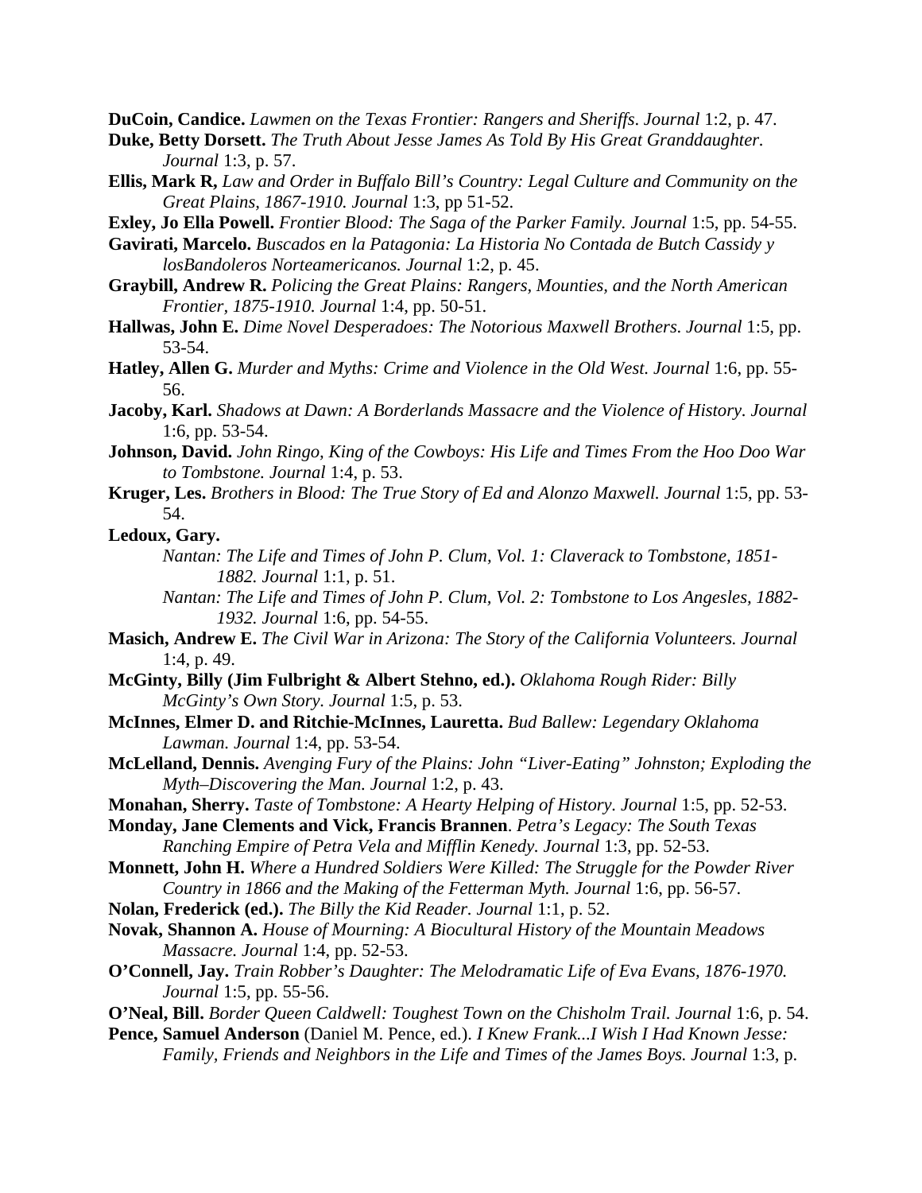**DuCoin, Candice.** *Lawmen on the Texas Frontier: Rangers and Sheriffs. Journal* 1:2, p. 47.

**Duke, Betty Dorsett.** *The Truth About Jesse James As Told By His Great Granddaughter. Journal* 1:3, p. 57.

**Ellis, Mark R,** *Law and Order in Buffalo Bill's Country: Legal Culture and Community on the Great Plains, 1867-1910. Journal* 1:3, pp 51-52.

**Exley, Jo Ella Powell.** *Frontier Blood: The Saga of the Parker Family. Journal* 1:5, pp. 54-55.

**Gavirati, Marcelo.** *Buscados en la Patagonia: La Historia No Contada de Butch Cassidy y losBandoleros Norteamericanos. Journal* 1:2, p. 45.

**Graybill, Andrew R.** *Policing the Great Plains: Rangers, Mounties, and the North American Frontier, 1875-1910. Journal* 1:4, pp. 50-51.

**Hallwas, John E.** *Dime Novel Desperadoes: The Notorious Maxwell Brothers. Journal* 1:5, pp. 53-54.

**Hatley, Allen G.** *Murder and Myths: Crime and Violence in the Old West. Journal* 1:6, pp. 55-56.

**Jacoby, Karl.** *Shadows at Dawn: A Borderlands Massacre and the Violence of History. Journal* 1:6, pp. 53-54.

**Johnson, David.** *John Ringo, King of the Cowboys: His Life and Times From the Hoo Doo War to Tombstone. Journal* 1:4, p. 53.

**Kruger, Les.** *Brothers in Blood: The True Story of Ed and Alonzo Maxwell. Journal* 1:5, pp. 53-54.

**Ledoux, Gary.**

*Nantan: The Life and Times of John P. Clum, Vol. 1: Claverack to Tombstone, 1851-1882. Journal* 1:1, p. 51.

*Nantan: The Life and Times of John P. Clum, Vol. 2: Tombstone to Los Angesles, 1882-1932. Journal* 1:6, pp. 54-55.

**Masich, Andrew E.** *The Civil War in Arizona: The Story of the California Volunteers. Journal* 1:4, p. 49.

**McGinty, Billy (Jim Fulbright & Albert Stehno, ed.).** *Oklahoma Rough Rider: Billy McGinty's Own Story. Journal* 1:5, p. 53.

**McInnes, Elmer D. and Ritchie-McInnes, Lauretta.** *Bud Ballew: Legendary Oklahoma Lawman. Journal* 1:4, pp. 53-54.

**McLelland, Dennis.** *Avenging Fury of the Plains: John "Liver-Eating" Johnston; Exploding the Myth–Discovering the Man. Journal* 1:2, p. 43.

**Monahan, Sherry.** *Taste of Tombstone: A Hearty Helping of History. Journal* 1:5, pp. 52-53.

**Monday, Jane Clements and Vick, Francis Brannen**. *Petra's Legacy: The South Texas Ranching Empire of Petra Vela and Mifflin Kenedy. Journal* 1:3, pp. 52-53.

**Monnett, John H.** *Where a Hundred Soldiers Were Killed: The Struggle for the Powder River Country in 1866 and the Making of the Fetterman Myth. Journal* 1:6, pp. 56-57.

**Nolan, Frederick (ed.).** *The Billy the Kid Reader. Journal* 1:1, p. 52.

**Novak, Shannon A.** *House of Mourning: A Biocultural History of the Mountain Meadows Massacre. Journal* 1:4, pp. 52-53.

**O'Connell, Jay.** *Train Robber's Daughter: The Melodramatic Life of Eva Evans, 1876-1970. Journal* 1:5, pp. 55-56.

**O'Neal, Bill.** *Border Queen Caldwell: Toughest Town on the Chisholm Trail. Journal* 1:6, p. 54.

**Pence, Samuel Anderson** (Daniel M. Pence, ed.). *I Knew Frank...I Wish I Had Known Jesse: Family, Friends and Neighbors in the Life and Times of the James Boys. Journal* 1:3, p.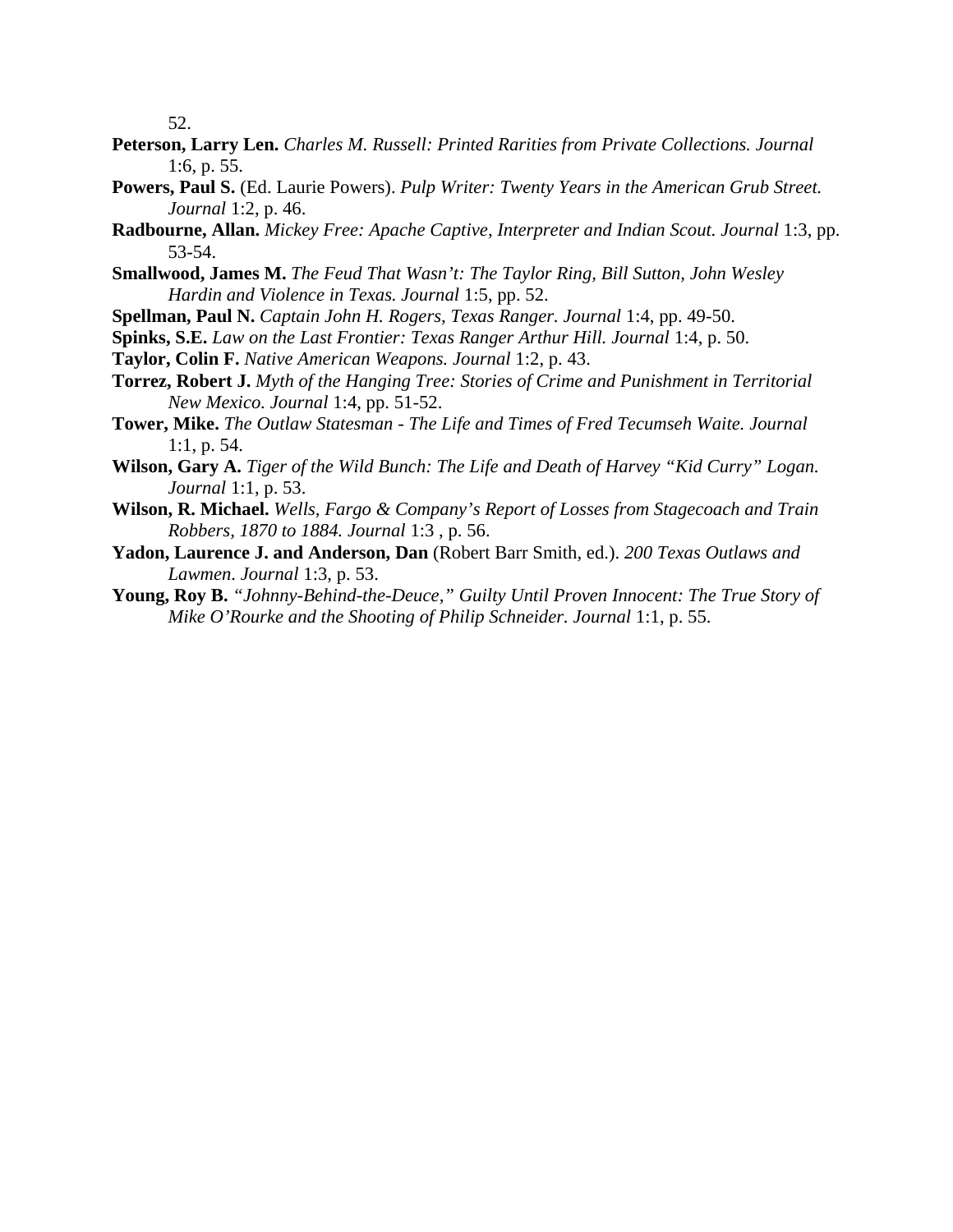52.

**Peterson, Larry Len.** *Charles M. Russell: Printed Rarities from Private Collections. Journal* 1:6, p. 55.

**Powers, Paul S.** (Ed. Laurie Powers). *Pulp Writer: Twenty Years in the American Grub Street. Journal* 1:2, p. 46.

**Radbourne, Allan.** *Mickey Free: Apache Captive, Interpreter and Indian Scout. Journal* 1:3, pp. 53-54.

**Smallwood, James M.** *The Feud That Wasn't: The Taylor Ring, Bill Sutton, John Wesley Hardin and Violence in Texas. Journal* 1:5, pp. 52.

**Spellman, Paul N.** *Captain John H. Rogers, Texas Ranger. Journal* 1:4, pp. 49-50.

**Spinks, S.E.** *Law on the Last Frontier: Texas Ranger Arthur Hill. Journal* 1:4, p. 50.

**Taylor, Colin F.** *Native American Weapons. Journal* 1:2, p. 43.

**Torrez, Robert J.** *Myth of the Hanging Tree: Stories of Crime and Punishment in Territorial New Mexico. Journal* 1:4, pp. 51-52.

**Tower, Mike.** *The Outlaw Statesman - The Life and Times of Fred Tecumseh Waite. Journal* 1:1, p. 54.

**Wilson, Gary A.** *Tiger of the Wild Bunch: The Life and Death of Harvey "Kid Curry" Logan. Journal* 1:1, p. 53.

**Wilson, R. Michael.** *Wells, Fargo & Company's Report of Losses from Stagecoach and Train Robbers, 1870 to 1884. Journal* 1:3 , p. 56.

**Yadon, Laurence J. and Anderson, Dan** (Robert Barr Smith, ed.). *200 Texas Outlaws and Lawmen. Journal* 1:3, p. 53.

**Young, Roy B.** *"Johnny-Behind-the-Deuce," Guilty Until Proven Innocent: The True Story of Mike O'Rourke and the Shooting of Philip Schneider. Journal* 1:1, p. 55.